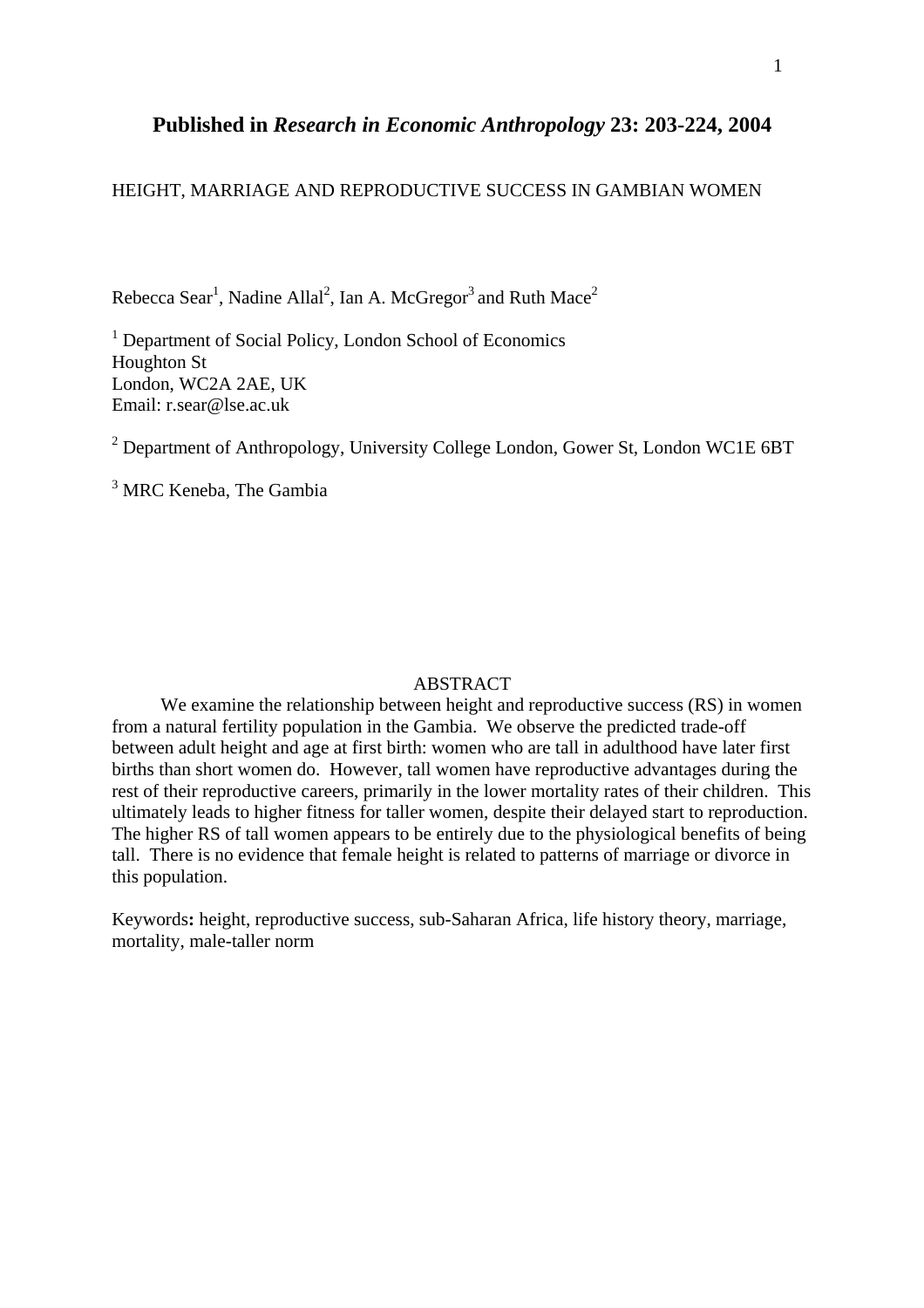**Published in *Research in Economic Anthropology* 23: 203-224, 2004**

# HEIGHT, MARRIAGE AND REPRODUCTIVE SUCCESS IN GAMBIAN WOMEN

Rebecca Sear[1], Nadine Allal[2], Ian A. McGregor[3] and Ruth Mace[2]

[1] Department of Social Policy, London School of Economics
Houghton St
London, WC2A 2AE, UK
Email: r.sear@lse.ac.uk

[2] Department of Anthropology, University College London, Gower St, London WC1E 6BT

[3] MRC Keneba, The Gambia

## ABSTRACT

We examine the relationship between height and reproductive success (RS) in women from a natural fertility population in the Gambia. We observe the predicted trade-off between adult height and age at first birth: women who are tall in adulthood have later first births than short women do. However, tall women have reproductive advantages during the rest of their reproductive careers, primarily in the lower mortality rates of their children. This ultimately leads to higher fitness for taller women, despite their delayed start to reproduction. The higher RS of tall women appears to be entirely due to the physiological benefits of being tall. There is no evidence that female height is related to patterns of marriage or divorce in this population.

Keywords**:** height, reproductive success, sub-Saharan Africa, life history theory, marriage, mortality, male-taller norm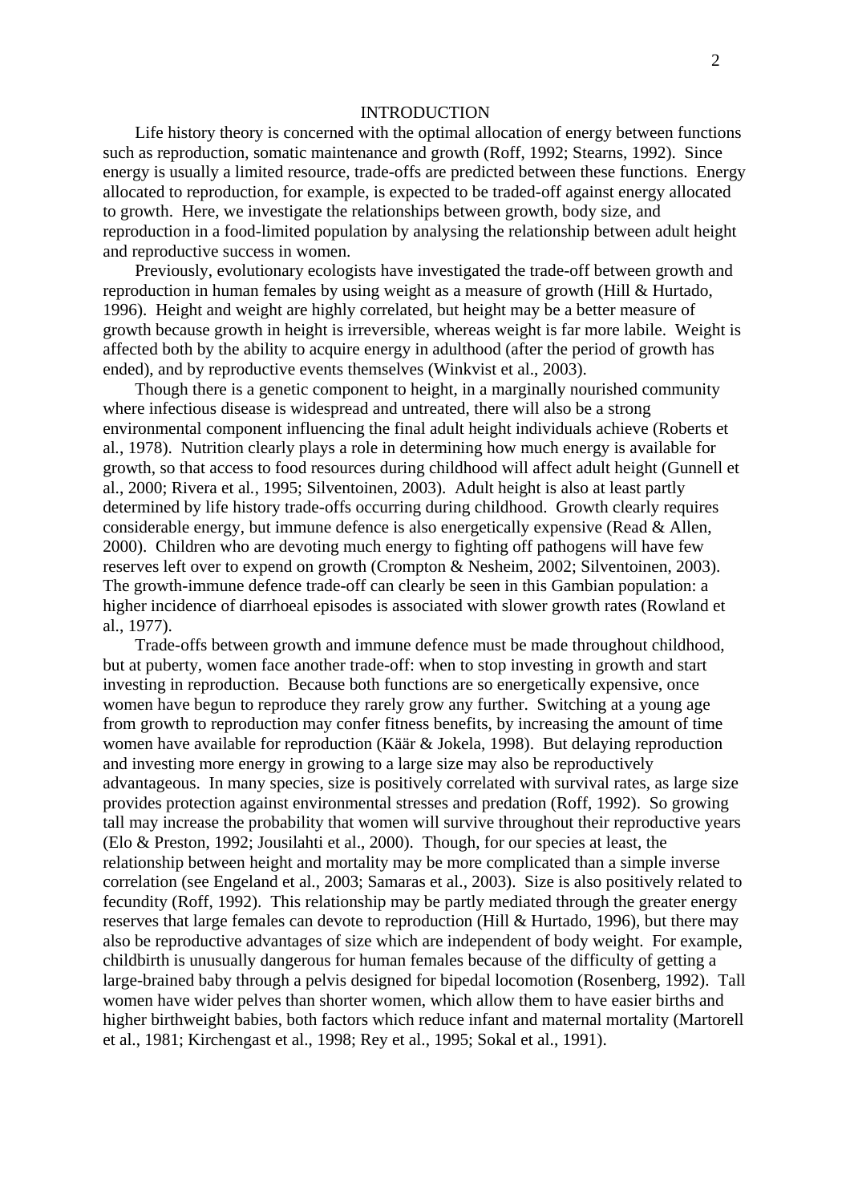# INTRODUCTION

Life history theory is concerned with the optimal allocation of energy between functions such as reproduction, somatic maintenance and growth (Roff, 1992; Stearns, 1992). Since energy is usually a limited resource, trade-offs are predicted between these functions. Energy allocated to reproduction, for example, is expected to be traded-off against energy allocated to growth. Here, we investigate the relationships between growth, body size, and reproduction in a food-limited population by analysing the relationship between adult height and reproductive success in women.

Previously, evolutionary ecologists have investigated the trade-off between growth and reproduction in human females by using weight as a measure of growth (Hill & Hurtado, 1996). Height and weight are highly correlated, but height may be a better measure of growth because growth in height is irreversible, whereas weight is far more labile. Weight is affected both by the ability to acquire energy in adulthood (after the period of growth has ended), and by reproductive events themselves (Winkvist et al., 2003).

Though there is a genetic component to height, in a marginally nourished community where infectious disease is widespread and untreated, there will also be a strong environmental component influencing the final adult height individuals achieve (Roberts et al., 1978). Nutrition clearly plays a role in determining how much energy is available for growth, so that access to food resources during childhood will affect adult height (Gunnell et al., 2000; Rivera et al., 1995; Silventoinen, 2003). Adult height is also at least partly determined by life history trade-offs occurring during childhood. Growth clearly requires considerable energy, but immune defence is also energetically expensive (Read & Allen, 2000). Children who are devoting much energy to fighting off pathogens will have few reserves left over to expend on growth (Crompton & Nesheim, 2002; Silventoinen, 2003). The growth-immune defence trade-off can clearly be seen in this Gambian population: a higher incidence of diarrhoeal episodes is associated with slower growth rates (Rowland et al., 1977).

Trade-offs between growth and immune defence must be made throughout childhood, but at puberty, women face another trade-off: when to stop investing in growth and start investing in reproduction. Because both functions are so energetically expensive, once women have begun to reproduce they rarely grow any further. Switching at a young age from growth to reproduction may confer fitness benefits, by increasing the amount of time women have available for reproduction (Käär & Jokela, 1998). But delaying reproduction and investing more energy in growing to a large size may also be reproductively advantageous. In many species, size is positively correlated with survival rates, as large size provides protection against environmental stresses and predation (Roff, 1992). So growing tall may increase the probability that women will survive throughout their reproductive years (Elo & Preston, 1992; Jousilahti et al., 2000). Though, for our species at least, the relationship between height and mortality may be more complicated than a simple inverse correlation (see Engeland et al., 2003; Samaras et al., 2003). Size is also positively related to fecundity (Roff, 1992). This relationship may be partly mediated through the greater energy reserves that large females can devote to reproduction (Hill & Hurtado, 1996), but there may also be reproductive advantages of size which are independent of body weight. For example, childbirth is unusually dangerous for human females because of the difficulty of getting a large-brained baby through a pelvis designed for bipedal locomotion (Rosenberg, 1992). Tall women have wider pelves than shorter women, which allow them to have easier births and higher birthweight babies, both factors which reduce infant and maternal mortality (Martorell et al., 1981; Kirchengast et al., 1998; Rey et al., 1995; Sokal et al., 1991).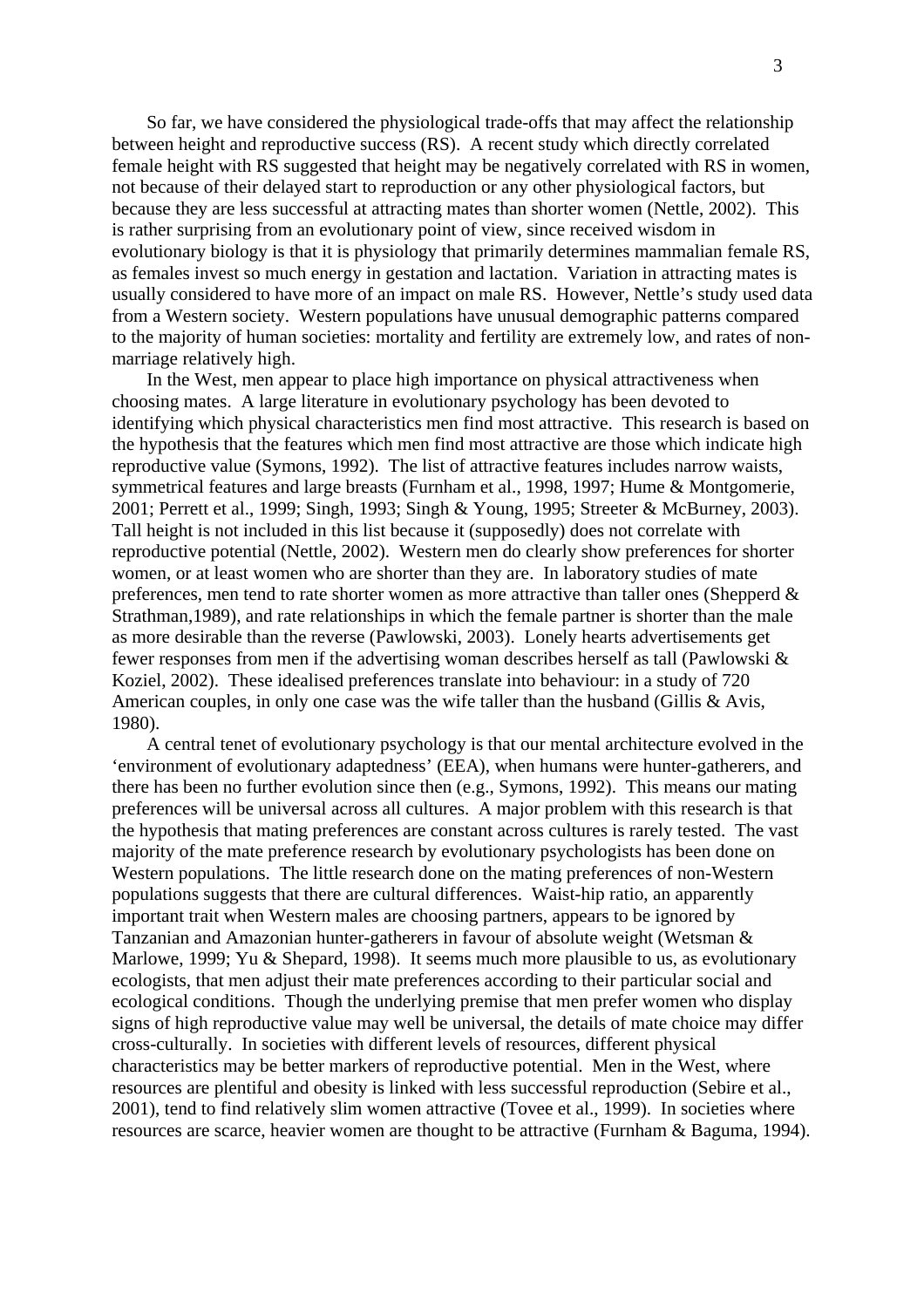So far, we have considered the physiological trade-offs that may affect the relationship between height and reproductive success (RS). A recent study which directly correlated female height with RS suggested that height may be negatively correlated with RS in women, not because of their delayed start to reproduction or any other physiological factors, but because they are less successful at attracting mates than shorter women (Nettle, 2002). This is rather surprising from an evolutionary point of view, since received wisdom in evolutionary biology is that it is physiology that primarily determines mammalian female RS, as females invest so much energy in gestation and lactation. Variation in attracting mates is usually considered to have more of an impact on male RS. However, Nettle's study used data from a Western society. Western populations have unusual demographic patterns compared to the majority of human societies: mortality and fertility are extremely low, and rates of non-marriage relatively high.

In the West, men appear to place high importance on physical attractiveness when choosing mates. A large literature in evolutionary psychology has been devoted to identifying which physical characteristics men find most attractive. This research is based on the hypothesis that the features which men find most attractive are those which indicate high reproductive value (Symons, 1992). The list of attractive features includes narrow waists, symmetrical features and large breasts (Furnham et al., 1998, 1997; Hume & Montgomerie, 2001; Perrett et al., 1999; Singh, 1993; Singh & Young, 1995; Streeter & McBurney, 2003). Tall height is not included in this list because it (supposedly) does not correlate with reproductive potential (Nettle, 2002). Western men do clearly show preferences for shorter women, or at least women who are shorter than they are. In laboratory studies of mate preferences, men tend to rate shorter women as more attractive than taller ones (Shepperd & Strathman,1989), and rate relationships in which the female partner is shorter than the male as more desirable than the reverse (Pawlowski, 2003). Lonely hearts advertisements get fewer responses from men if the advertising woman describes herself as tall (Pawlowski & Koziel, 2002). These idealised preferences translate into behaviour: in a study of 720 American couples, in only one case was the wife taller than the husband (Gillis & Avis, 1980).

A central tenet of evolutionary psychology is that our mental architecture evolved in the 'environment of evolutionary adaptedness' (EEA), when humans were hunter-gatherers, and there has been no further evolution since then (e.g., Symons, 1992). This means our mating preferences will be universal across all cultures. A major problem with this research is that the hypothesis that mating preferences are constant across cultures is rarely tested. The vast majority of the mate preference research by evolutionary psychologists has been done on Western populations. The little research done on the mating preferences of non-Western populations suggests that there are cultural differences. Waist-hip ratio, an apparently important trait when Western males are choosing partners, appears to be ignored by Tanzanian and Amazonian hunter-gatherers in favour of absolute weight (Wetsman & Marlowe, 1999; Yu & Shepard, 1998). It seems much more plausible to us, as evolutionary ecologists, that men adjust their mate preferences according to their particular social and ecological conditions. Though the underlying premise that men prefer women who display signs of high reproductive value may well be universal, the details of mate choice may differ cross-culturally. In societies with different levels of resources, different physical characteristics may be better markers of reproductive potential. Men in the West, where resources are plentiful and obesity is linked with less successful reproduction (Sebire et al., 2001), tend to find relatively slim women attractive (Tovee et al., 1999). In societies where resources are scarce, heavier women are thought to be attractive (Furnham & Baguma, 1994).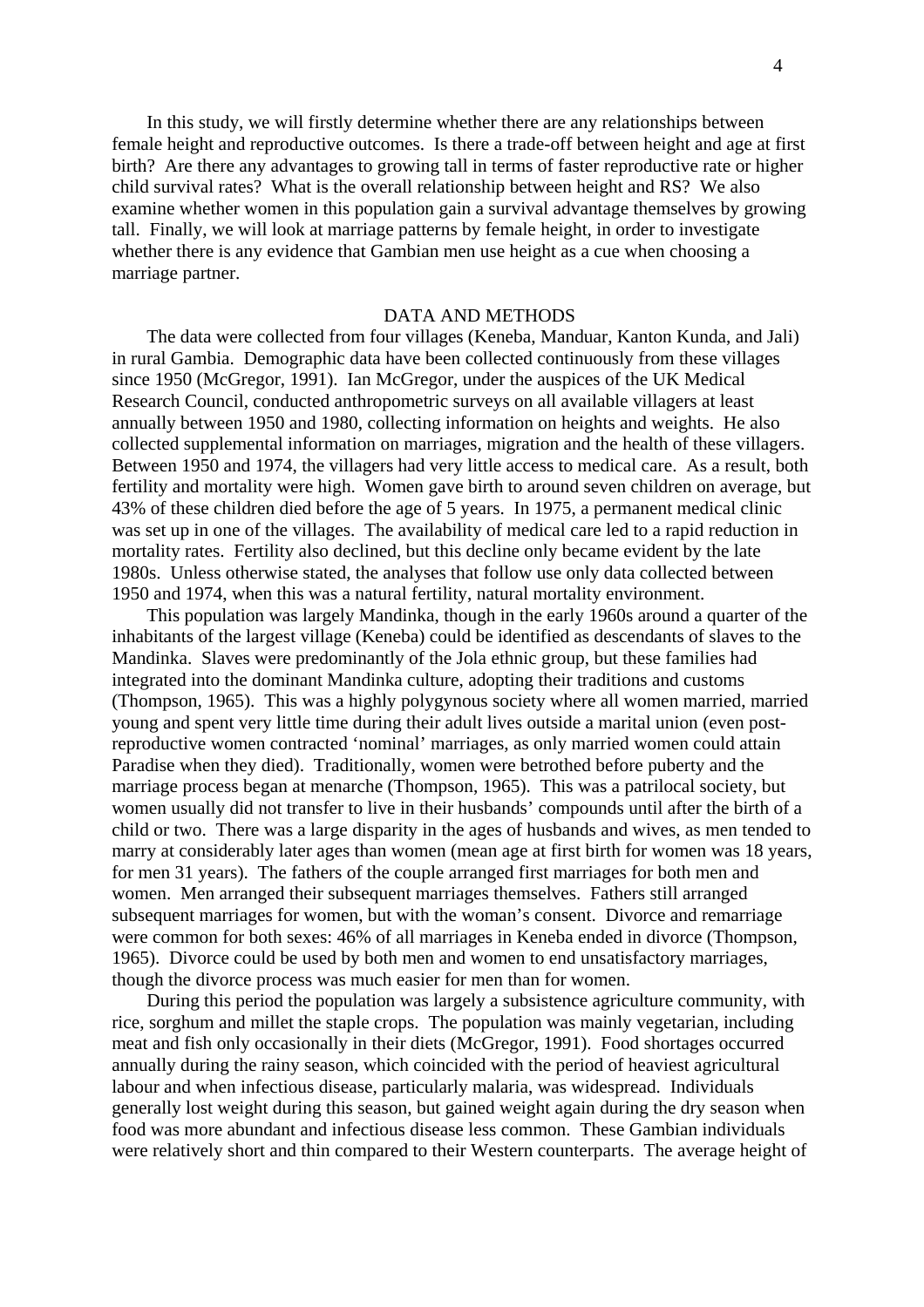In this study, we will firstly determine whether there are any relationships between female height and reproductive outcomes. Is there a trade-off between height and age at first birth? Are there any advantages to growing tall in terms of faster reproductive rate or higher child survival rates? What is the overall relationship between height and RS? We also examine whether women in this population gain a survival advantage themselves by growing tall. Finally, we will look at marriage patterns by female height, in order to investigate whether there is any evidence that Gambian men use height as a cue when choosing a marriage partner.

## DATA AND METHODS

The data were collected from four villages (Keneba, Manduar, Kanton Kunda, and Jali) in rural Gambia. Demographic data have been collected continuously from these villages since 1950 (McGregor, 1991). Ian McGregor, under the auspices of the UK Medical Research Council, conducted anthropometric surveys on all available villagers at least annually between 1950 and 1980, collecting information on heights and weights. He also collected supplemental information on marriages, migration and the health of these villagers. Between 1950 and 1974, the villagers had very little access to medical care. As a result, both fertility and mortality were high. Women gave birth to around seven children on average, but 43% of these children died before the age of 5 years. In 1975, a permanent medical clinic was set up in one of the villages. The availability of medical care led to a rapid reduction in mortality rates. Fertility also declined, but this decline only became evident by the late 1980s. Unless otherwise stated, the analyses that follow use only data collected between 1950 and 1974, when this was a natural fertility, natural mortality environment.

This population was largely Mandinka, though in the early 1960s around a quarter of the inhabitants of the largest village (Keneba) could be identified as descendants of slaves to the Mandinka. Slaves were predominantly of the Jola ethnic group, but these families had integrated into the dominant Mandinka culture, adopting their traditions and customs (Thompson, 1965). This was a highly polygynous society where all women married, married young and spent very little time during their adult lives outside a marital union (even post-reproductive women contracted 'nominal' marriages, as only married women could attain Paradise when they died). Traditionally, women were betrothed before puberty and the marriage process began at menarche (Thompson, 1965). This was a patrilocal society, but women usually did not transfer to live in their husbands' compounds until after the birth of a child or two. There was a large disparity in the ages of husbands and wives, as men tended to marry at considerably later ages than women (mean age at first birth for women was 18 years, for men 31 years). The fathers of the couple arranged first marriages for both men and women. Men arranged their subsequent marriages themselves. Fathers still arranged subsequent marriages for women, but with the woman's consent. Divorce and remarriage were common for both sexes: 46% of all marriages in Keneba ended in divorce (Thompson, 1965). Divorce could be used by both men and women to end unsatisfactory marriages, though the divorce process was much easier for men than for women.

During this period the population was largely a subsistence agriculture community, with rice, sorghum and millet the staple crops. The population was mainly vegetarian, including meat and fish only occasionally in their diets (McGregor, 1991). Food shortages occurred annually during the rainy season, which coincided with the period of heaviest agricultural labour and when infectious disease, particularly malaria, was widespread. Individuals generally lost weight during this season, but gained weight again during the dry season when food was more abundant and infectious disease less common. These Gambian individuals were relatively short and thin compared to their Western counterparts. The average height of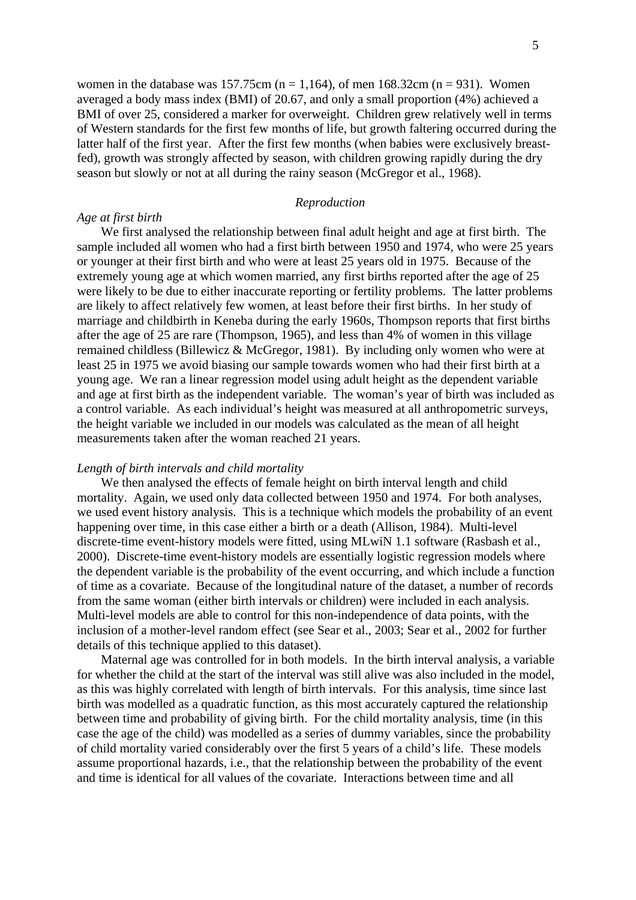women in the database was 157.75cm (n = 1,164), of men 168.32cm (n = 931). Women averaged a body mass index (BMI) of 20.67, and only a small proportion (4%) achieved a BMI of over 25, considered a marker for overweight. Children grew relatively well in terms of Western standards for the first few months of life, but growth faltering occurred during the latter half of the first year. After the first few months (when babies were exclusively breast-fed), growth was strongly affected by season, with children growing rapidly during the dry season but slowly or not at all during the rainy season (McGregor et al., 1968).

### *Reproduction*

#### *Age at first birth*

We first analysed the relationship between final adult height and age at first birth. The sample included all women who had a first birth between 1950 and 1974, who were 25 years or younger at their first birth and who were at least 25 years old in 1975. Because of the extremely young age at which women married, any first births reported after the age of 25 were likely to be due to either inaccurate reporting or fertility problems. The latter problems are likely to affect relatively few women, at least before their first births. In her study of marriage and childbirth in Keneba during the early 1960s, Thompson reports that first births after the age of 25 are rare (Thompson, 1965), and less than 4% of women in this village remained childless (Billewicz & McGregor, 1981). By including only women who were at least 25 in 1975 we avoid biasing our sample towards women who had their first birth at a young age. We ran a linear regression model using adult height as the dependent variable and age at first birth as the independent variable. The woman's year of birth was included as a control variable. As each individual's height was measured at all anthropometric surveys, the height variable we included in our models was calculated as the mean of all height measurements taken after the woman reached 21 years.

#### *Length of birth intervals and child mortality*

We then analysed the effects of female height on birth interval length and child mortality. Again, we used only data collected between 1950 and 1974. For both analyses, we used event history analysis. This is a technique which models the probability of an event happening over time, in this case either a birth or a death (Allison, 1984). Multi-level discrete-time event-history models were fitted, using MLwiN 1.1 software (Rasbash et al., 2000). Discrete-time event-history models are essentially logistic regression models where the dependent variable is the probability of the event occurring, and which include a function of time as a covariate. Because of the longitudinal nature of the dataset, a number of records from the same woman (either birth intervals or children) were included in each analysis. Multi-level models are able to control for this non-independence of data points, with the inclusion of a mother-level random effect (see Sear et al., 2003; Sear et al., 2002 for further details of this technique applied to this dataset).

Maternal age was controlled for in both models. In the birth interval analysis, a variable for whether the child at the start of the interval was still alive was also included in the model, as this was highly correlated with length of birth intervals. For this analysis, time since last birth was modelled as a quadratic function, as this most accurately captured the relationship between time and probability of giving birth. For the child mortality analysis, time (in this case the age of the child) was modelled as a series of dummy variables, since the probability of child mortality varied considerably over the first 5 years of a child's life. These models assume proportional hazards, i.e., that the relationship between the probability of the event and time is identical for all values of the covariate. Interactions between time and all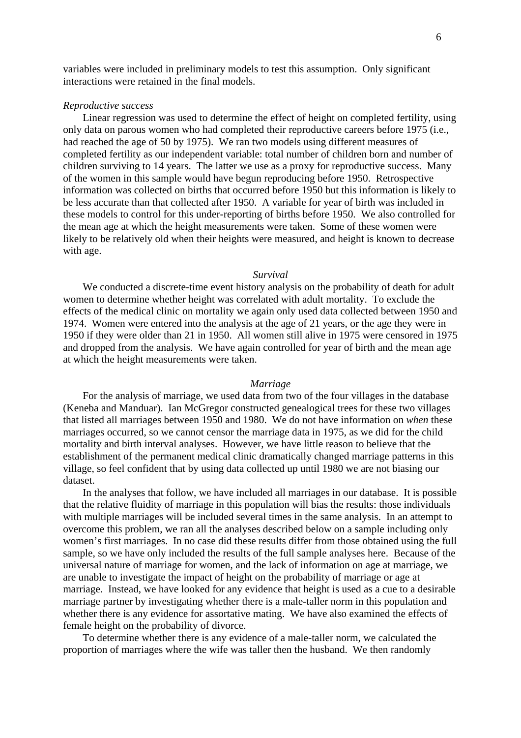variables were included in preliminary models to test this assumption. Only significant interactions were retained in the final models.

*Reproductive success*

Linear regression was used to determine the effect of height on completed fertility, using only data on parous women who had completed their reproductive careers before 1975 (i.e., had reached the age of 50 by 1975). We ran two models using different measures of completed fertility as our independent variable: total number of children born and number of children surviving to 14 years. The latter we use as a proxy for reproductive success. Many of the women in this sample would have begun reproducing before 1950. Retrospective information was collected on births that occurred before 1950 but this information is likely to be less accurate than that collected after 1950. A variable for year of birth was included in these models to control for this under-reporting of births before 1950. We also controlled for the mean age at which the height measurements were taken. Some of these women were likely to be relatively old when their heights were measured, and height is known to decrease with age.

*Survival*

We conducted a discrete-time event history analysis on the probability of death for adult women to determine whether height was correlated with adult mortality. To exclude the effects of the medical clinic on mortality we again only used data collected between 1950 and 1974. Women were entered into the analysis at the age of 21 years, or the age they were in 1950 if they were older than 21 in 1950. All women still alive in 1975 were censored in 1975 and dropped from the analysis. We have again controlled for year of birth and the mean age at which the height measurements were taken.

*Marriage*

For the analysis of marriage, we used data from two of the four villages in the database (Keneba and Manduar). Ian McGregor constructed genealogical trees for these two villages that listed all marriages between 1950 and 1980. We do not have information on *when* these marriages occurred, so we cannot censor the marriage data in 1975, as we did for the child mortality and birth interval analyses. However, we have little reason to believe that the establishment of the permanent medical clinic dramatically changed marriage patterns in this village, so feel confident that by using data collected up until 1980 we are not biasing our dataset.

In the analyses that follow, we have included all marriages in our database. It is possible that the relative fluidity of marriage in this population will bias the results: those individuals with multiple marriages will be included several times in the same analysis. In an attempt to overcome this problem, we ran all the analyses described below on a sample including only women's first marriages. In no case did these results differ from those obtained using the full sample, so we have only included the results of the full sample analyses here. Because of the universal nature of marriage for women, and the lack of information on age at marriage, we are unable to investigate the impact of height on the probability of marriage or age at marriage. Instead, we have looked for any evidence that height is used as a cue to a desirable marriage partner by investigating whether there is a male-taller norm in this population and whether there is any evidence for assortative mating. We have also examined the effects of female height on the probability of divorce.

To determine whether there is any evidence of a male-taller norm, we calculated the proportion of marriages where the wife was taller then the husband. We then randomly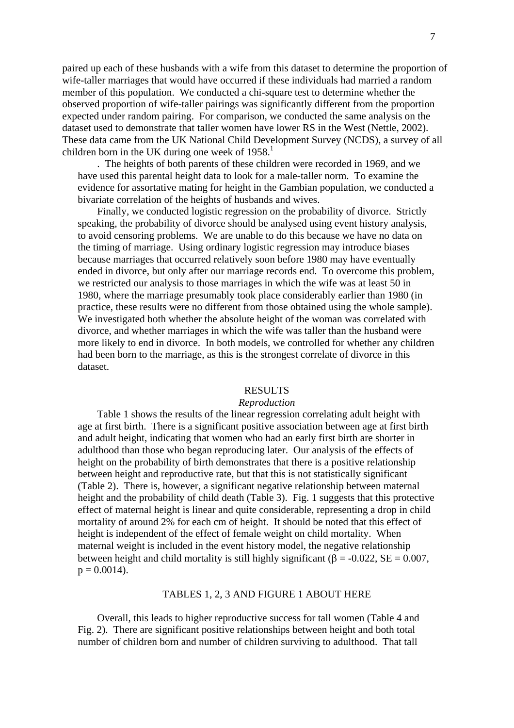paired up each of these husbands with a wife from this dataset to determine the proportion of wife-taller marriages that would have occurred if these individuals had married a random member of this population. We conducted a chi-square test to determine whether the observed proportion of wife-taller pairings was significantly different from the proportion expected under random pairing. For comparison, we conducted the same analysis on the dataset used to demonstrate that taller women have lower RS in the West (Nettle, 2002). These data came from the UK National Child Development Survey (NCDS), a survey of all children born in the UK during one week of 1958.[1]

. The heights of both parents of these children were recorded in 1969, and we have used this parental height data to look for a male-taller norm. To examine the evidence for assortative mating for height in the Gambian population, we conducted a bivariate correlation of the heights of husbands and wives.

Finally, we conducted logistic regression on the probability of divorce. Strictly speaking, the probability of divorce should be analysed using event history analysis, to avoid censoring problems. We are unable to do this because we have no data on the timing of marriage. Using ordinary logistic regression may introduce biases because marriages that occurred relatively soon before 1980 may have eventually ended in divorce, but only after our marriage records end. To overcome this problem, we restricted our analysis to those marriages in which the wife was at least 50 in 1980, where the marriage presumably took place considerably earlier than 1980 (in practice, these results were no different from those obtained using the whole sample). We investigated both whether the absolute height of the woman was correlated with divorce, and whether marriages in which the wife was taller than the husband were more likely to end in divorce. In both models, we controlled for whether any children had been born to the marriage, as this is the strongest correlate of divorce in this dataset.

## RESULTS

### *Reproduction*

Table 1 shows the results of the linear regression correlating adult height with age at first birth. There is a significant positive association between age at first birth and adult height, indicating that women who had an early first birth are shorter in adulthood than those who began reproducing later. Our analysis of the effects of height on the probability of birth demonstrates that there is a positive relationship between height and reproductive rate, but that this is not statistically significant (Table 2). There is, however, a significant negative relationship between maternal height and the probability of child death (Table 3). Fig. 1 suggests that this protective effect of maternal height is linear and quite considerable, representing a drop in child mortality of around 2% for each cm of height. It should be noted that this effect of height is independent of the effect of female weight on child mortality. When maternal weight is included in the event history model, the negative relationship between height and child mortality is still highly significant ($\beta = -0.022$, SE = 0.007, $p = 0.0014$).

TABLES 1, 2, 3 AND FIGURE 1 ABOUT HERE

Overall, this leads to higher reproductive success for tall women (Table 4 and Fig. 2). There are significant positive relationships between height and both total number of children born and number of children surviving to adulthood. That tall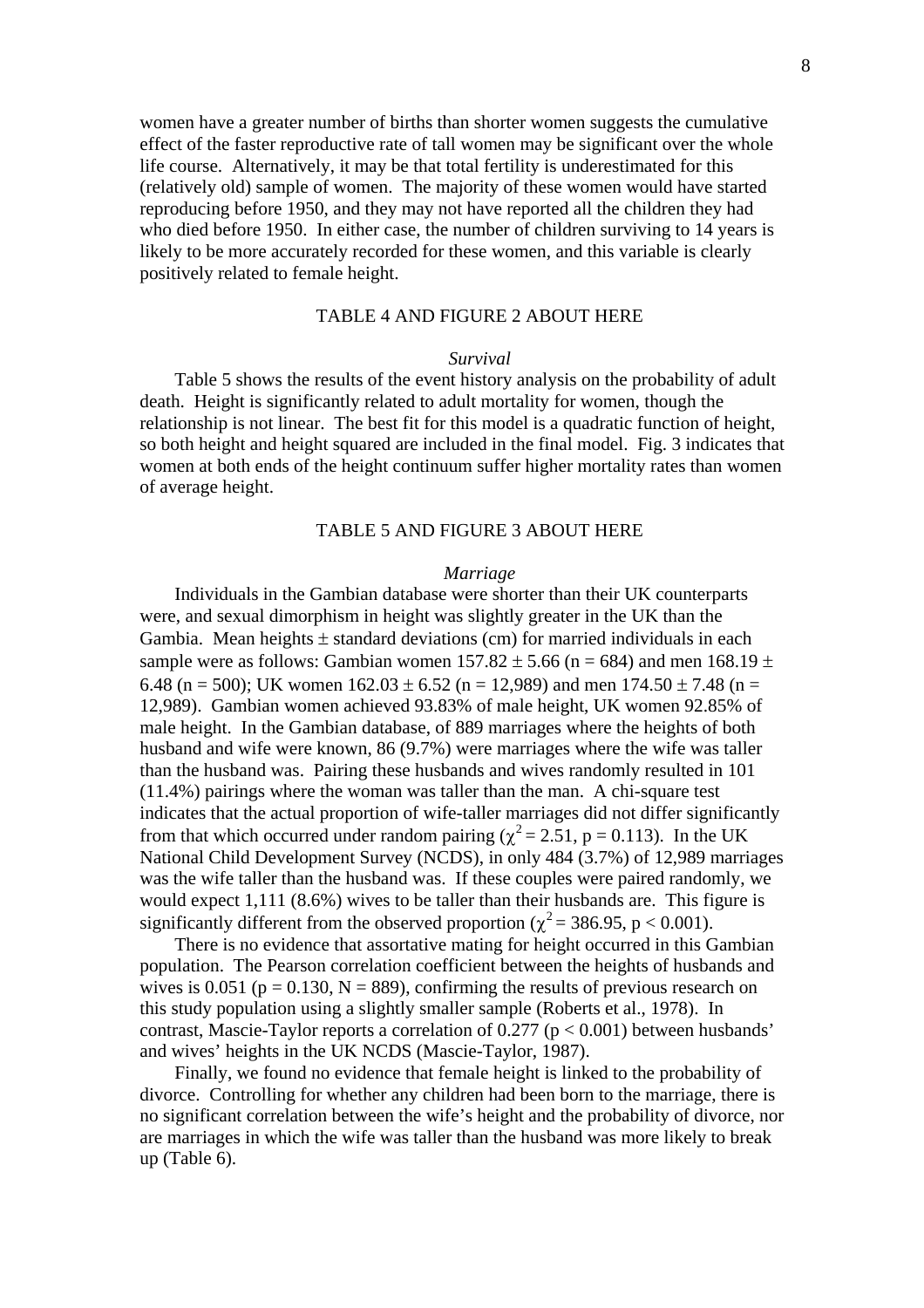women have a greater number of births than shorter women suggests the cumulative effect of the faster reproductive rate of tall women may be significant over the whole life course. Alternatively, it may be that total fertility is underestimated for this (relatively old) sample of women. The majority of these women would have started reproducing before 1950, and they may not have reported all the children they had who died before 1950. In either case, the number of children surviving to 14 years is likely to be more accurately recorded for these women, and this variable is clearly positively related to female height.

TABLE 4 AND FIGURE 2 ABOUT HERE

*Survival*

Table 5 shows the results of the event history analysis on the probability of adult death. Height is significantly related to adult mortality for women, though the relationship is not linear. The best fit for this model is a quadratic function of height, so both height and height squared are included in the final model. Fig. 3 indicates that women at both ends of the height continuum suffer higher mortality rates than women of average height.

TABLE 5 AND FIGURE 3 ABOUT HERE

*Marriage*

Individuals in the Gambian database were shorter than their UK counterparts were, and sexual dimorphism in height was slightly greater in the UK than the Gambia. Mean heights ± standard deviations (cm) for married individuals in each sample were as follows: Gambian women 157.82 ± 5.66 (n = 684) and men 168.19 ± 6.48 (n = 500); UK women 162.03 ± 6.52 (n = 12,989) and men 174.50 ± 7.48 (n = 12,989). Gambian women achieved 93.83% of male height, UK women 92.85% of male height. In the Gambian database, of 889 marriages where the heights of both husband and wife were known, 86 (9.7%) were marriages where the wife was taller than the husband was. Pairing these husbands and wives randomly resulted in 101 (11.4%) pairings where the woman was taller than the man. A chi-square test indicates that the actual proportion of wife-taller marriages did not differ significantly from that which occurred under random pairing ($\chi^2 = 2.51$, $p = 0.113$). In the UK National Child Development Survey (NCDS), in only 484 (3.7%) of 12,989 marriages was the wife taller than the husband was. If these couples were paired randomly, we would expect 1,111 (8.6%) wives to be taller than their husbands are. This figure is significantly different from the observed proportion ($\chi^2 = 386.95$, $p < 0.001$).

There is no evidence that assortative mating for height occurred in this Gambian population. The Pearson correlation coefficient between the heights of husbands and wives is 0.051 ($p = 0.130$, $N = 889$), confirming the results of previous research on this study population using a slightly smaller sample (Roberts et al., 1978). In contrast, Mascie-Taylor reports a correlation of 0.277 ($p < 0.001$) between husbands' and wives' heights in the UK NCDS (Mascie-Taylor, 1987).

Finally, we found no evidence that female height is linked to the probability of divorce. Controlling for whether any children had been born to the marriage, there is no significant correlation between the wife's height and the probability of divorce, nor are marriages in which the wife was taller than the husband was more likely to break up (Table 6).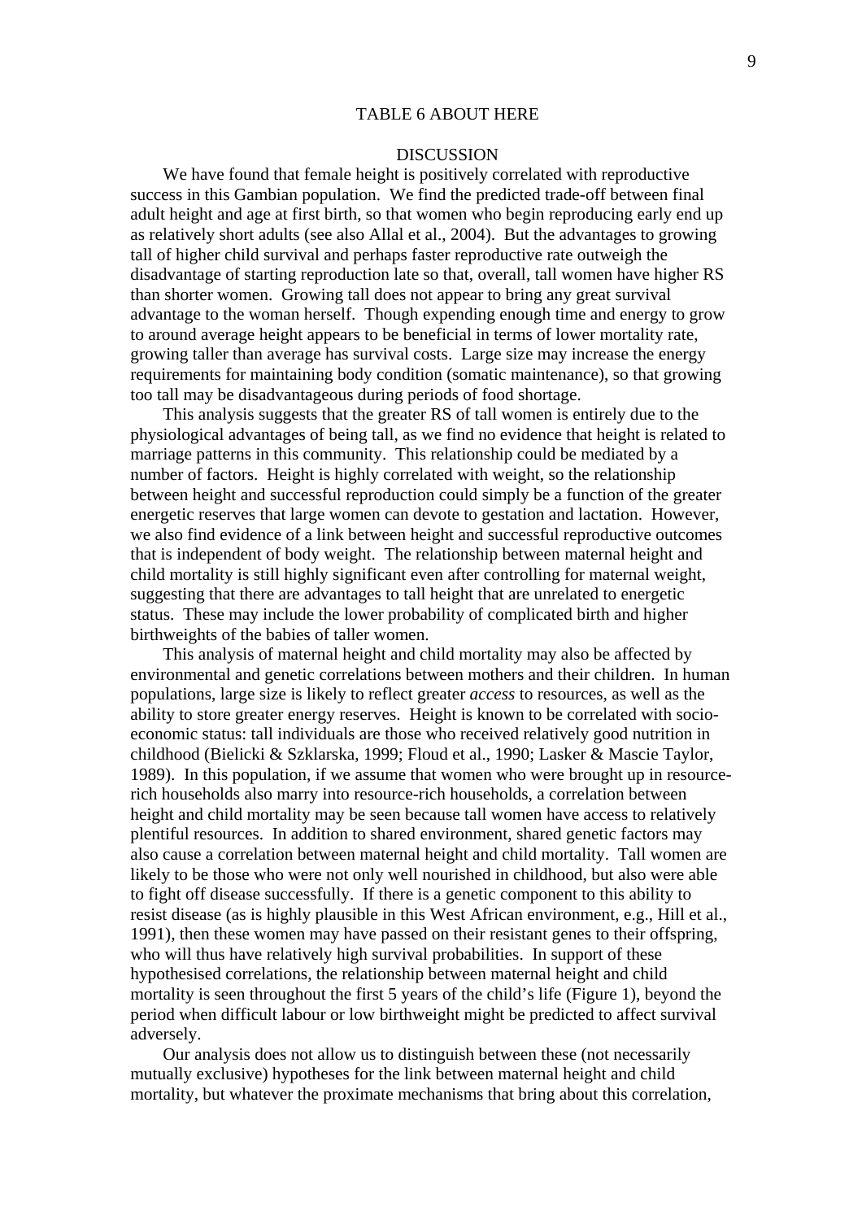TABLE 6 ABOUT HERE

## DISCUSSION

We have found that female height is positively correlated with reproductive success in this Gambian population. We find the predicted trade-off between final adult height and age at first birth, so that women who begin reproducing early end up as relatively short adults (see also Allal et al., 2004). But the advantages to growing tall of higher child survival and perhaps faster reproductive rate outweigh the disadvantage of starting reproduction late so that, overall, tall women have higher RS than shorter women. Growing tall does not appear to bring any great survival advantage to the woman herself. Though expending enough time and energy to grow to around average height appears to be beneficial in terms of lower mortality rate, growing taller than average has survival costs. Large size may increase the energy requirements for maintaining body condition (somatic maintenance), so that growing too tall may be disadvantageous during periods of food shortage.

This analysis suggests that the greater RS of tall women is entirely due to the physiological advantages of being tall, as we find no evidence that height is related to marriage patterns in this community. This relationship could be mediated by a number of factors. Height is highly correlated with weight, so the relationship between height and successful reproduction could simply be a function of the greater energetic reserves that large women can devote to gestation and lactation. However, we also find evidence of a link between height and successful reproductive outcomes that is independent of body weight. The relationship between maternal height and child mortality is still highly significant even after controlling for maternal weight, suggesting that there are advantages to tall height that are unrelated to energetic status. These may include the lower probability of complicated birth and higher birthweights of the babies of taller women.

This analysis of maternal height and child mortality may also be affected by environmental and genetic correlations between mothers and their children. In human populations, large size is likely to reflect greater *access* to resources, as well as the ability to store greater energy reserves. Height is known to be correlated with socio-economic status: tall individuals are those who received relatively good nutrition in childhood (Bielicki & Szklarska, 1999; Floud et al., 1990; Lasker & Mascie Taylor, 1989). In this population, if we assume that women who were brought up in resource-rich households also marry into resource-rich households, a correlation between height and child mortality may be seen because tall women have access to relatively plentiful resources. In addition to shared environment, shared genetic factors may also cause a correlation between maternal height and child mortality. Tall women are likely to be those who were not only well nourished in childhood, but also were able to fight off disease successfully. If there is a genetic component to this ability to resist disease (as is highly plausible in this West African environment, e.g., Hill et al., 1991), then these women may have passed on their resistant genes to their offspring, who will thus have relatively high survival probabilities. In support of these hypothesised correlations, the relationship between maternal height and child mortality is seen throughout the first 5 years of the child's life (Figure 1), beyond the period when difficult labour or low birthweight might be predicted to affect survival adversely.

Our analysis does not allow us to distinguish between these (not necessarily mutually exclusive) hypotheses for the link between maternal height and child mortality, but whatever the proximate mechanisms that bring about this correlation,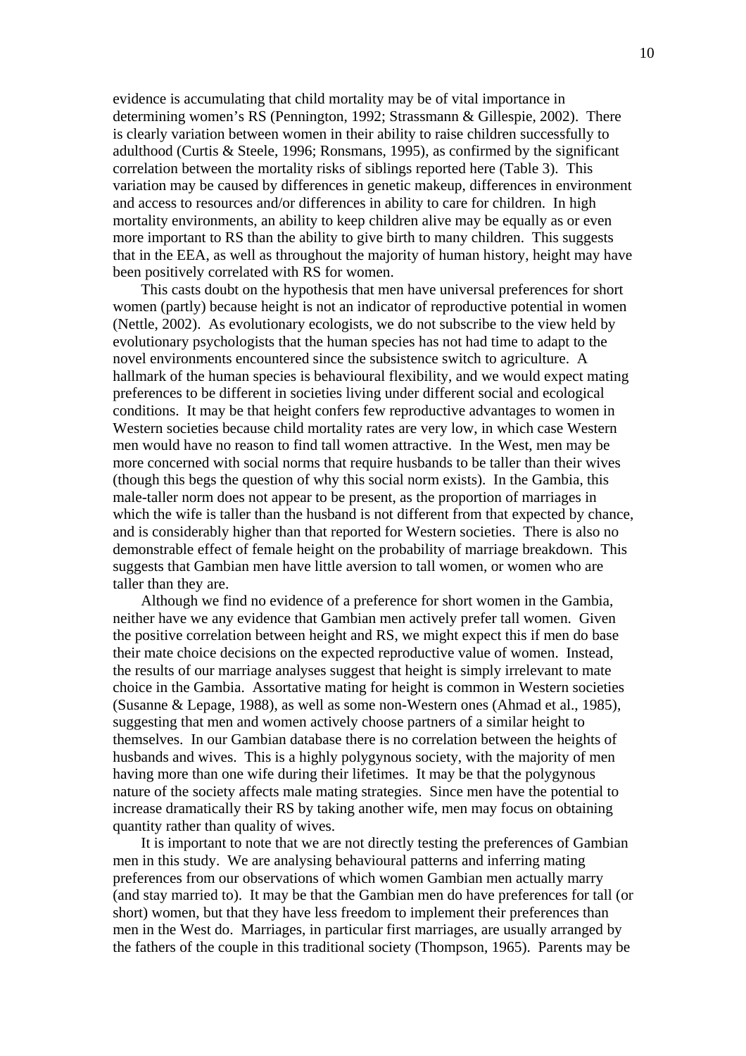evidence is accumulating that child mortality may be of vital importance in determining women's RS (Pennington, 1992; Strassmann & Gillespie, 2002). There is clearly variation between women in their ability to raise children successfully to adulthood (Curtis & Steele, 1996; Ronsmans, 1995), as confirmed by the significant correlation between the mortality risks of siblings reported here (Table 3). This variation may be caused by differences in genetic makeup, differences in environment and access to resources and/or differences in ability to care for children. In high mortality environments, an ability to keep children alive may be equally as or even more important to RS than the ability to give birth to many children. This suggests that in the EEA, as well as throughout the majority of human history, height may have been positively correlated with RS for women.

This casts doubt on the hypothesis that men have universal preferences for short women (partly) because height is not an indicator of reproductive potential in women (Nettle, 2002). As evolutionary ecologists, we do not subscribe to the view held by evolutionary psychologists that the human species has not had time to adapt to the novel environments encountered since the subsistence switch to agriculture. A hallmark of the human species is behavioural flexibility, and we would expect mating preferences to be different in societies living under different social and ecological conditions. It may be that height confers few reproductive advantages to women in Western societies because child mortality rates are very low, in which case Western men would have no reason to find tall women attractive. In the West, men may be more concerned with social norms that require husbands to be taller than their wives (though this begs the question of why this social norm exists). In the Gambia, this male-taller norm does not appear to be present, as the proportion of marriages in which the wife is taller than the husband is not different from that expected by chance, and is considerably higher than that reported for Western societies. There is also no demonstrable effect of female height on the probability of marriage breakdown. This suggests that Gambian men have little aversion to tall women, or women who are taller than they are.

Although we find no evidence of a preference for short women in the Gambia, neither have we any evidence that Gambian men actively prefer tall women. Given the positive correlation between height and RS, we might expect this if men do base their mate choice decisions on the expected reproductive value of women. Instead, the results of our marriage analyses suggest that height is simply irrelevant to mate choice in the Gambia. Assortative mating for height is common in Western societies (Susanne & Lepage, 1988), as well as some non-Western ones (Ahmad et al., 1985), suggesting that men and women actively choose partners of a similar height to themselves. In our Gambian database there is no correlation between the heights of husbands and wives. This is a highly polygynous society, with the majority of men having more than one wife during their lifetimes. It may be that the polygynous nature of the society affects male mating strategies. Since men have the potential to increase dramatically their RS by taking another wife, men may focus on obtaining quantity rather than quality of wives.

It is important to note that we are not directly testing the preferences of Gambian men in this study. We are analysing behavioural patterns and inferring mating preferences from our observations of which women Gambian men actually marry (and stay married to). It may be that the Gambian men do have preferences for tall (or short) women, but that they have less freedom to implement their preferences than men in the West do. Marriages, in particular first marriages, are usually arranged by the fathers of the couple in this traditional society (Thompson, 1965). Parents may be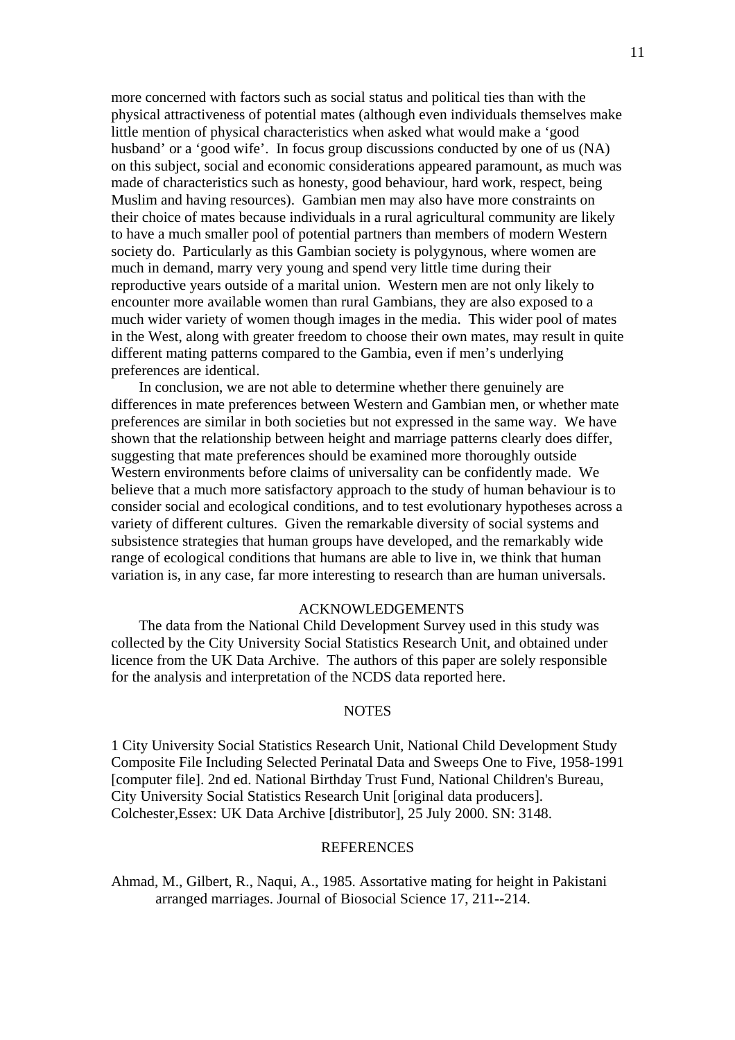more concerned with factors such as social status and political ties than with the physical attractiveness of potential mates (although even individuals themselves make little mention of physical characteristics when asked what would make a 'good husband' or a 'good wife'. In focus group discussions conducted by one of us (NA) on this subject, social and economic considerations appeared paramount, as much was made of characteristics such as honesty, good behaviour, hard work, respect, being Muslim and having resources). Gambian men may also have more constraints on their choice of mates because individuals in a rural agricultural community are likely to have a much smaller pool of potential partners than members of modern Western society do. Particularly as this Gambian society is polygynous, where women are much in demand, marry very young and spend very little time during their reproductive years outside of a marital union. Western men are not only likely to encounter more available women than rural Gambians, they are also exposed to a much wider variety of women though images in the media. This wider pool of mates in the West, along with greater freedom to choose their own mates, may result in quite different mating patterns compared to the Gambia, even if men's underlying preferences are identical.

In conclusion, we are not able to determine whether there genuinely are differences in mate preferences between Western and Gambian men, or whether mate preferences are similar in both societies but not expressed in the same way. We have shown that the relationship between height and marriage patterns clearly does differ, suggesting that mate preferences should be examined more thoroughly outside Western environments before claims of universality can be confidently made. We believe that a much more satisfactory approach to the study of human behaviour is to consider social and ecological conditions, and to test evolutionary hypotheses across a variety of different cultures. Given the remarkable diversity of social systems and subsistence strategies that human groups have developed, and the remarkably wide range of ecological conditions that humans are able to live in, we think that human variation is, in any case, far more interesting to research than are human universals.

## ACKNOWLEDGEMENTS

The data from the National Child Development Survey used in this study was collected by the City University Social Statistics Research Unit, and obtained under licence from the UK Data Archive. The authors of this paper are solely responsible for the analysis and interpretation of the NCDS data reported here.

## NOTES

1 City University Social Statistics Research Unit, National Child Development Study Composite File Including Selected Perinatal Data and Sweeps One to Five, 1958-1991 [computer file]. 2nd ed. National Birthday Trust Fund, National Children's Bureau, City University Social Statistics Research Unit [original data producers]. Colchester,Essex: UK Data Archive [distributor], 25 July 2000. SN: 3148.

## REFERENCES

Ahmad, M., Gilbert, R., Naqui, A., 1985. Assortative mating for height in Pakistani arranged marriages. Journal of Biosocial Science 17, 211--214.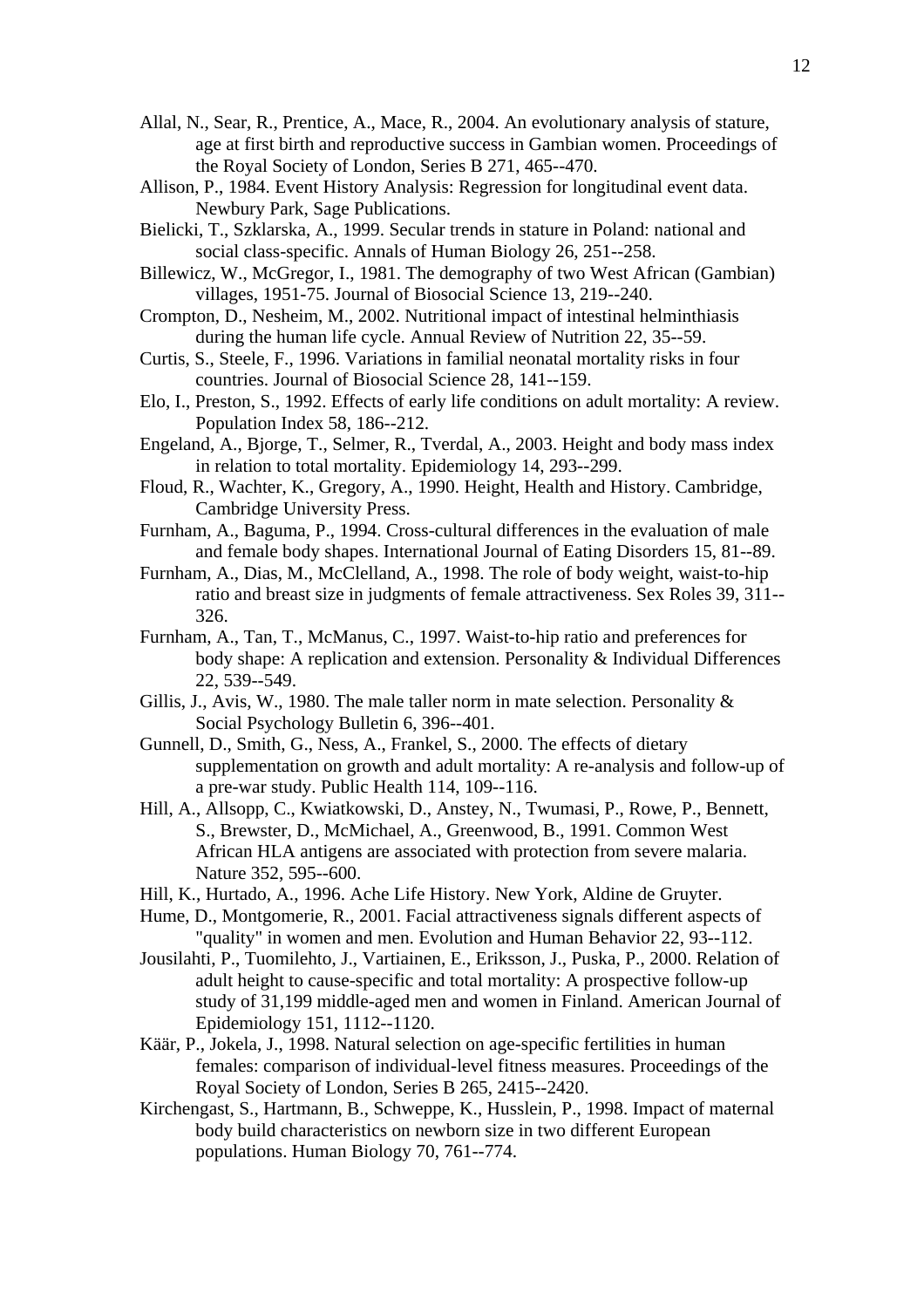Allal, N., Sear, R., Prentice, A., Mace, R., 2004. An evolutionary analysis of stature, age at first birth and reproductive success in Gambian women. Proceedings of the Royal Society of London, Series B 271, 465--470.

Allison, P., 1984. Event History Analysis: Regression for longitudinal event data. Newbury Park, Sage Publications.

Bielicki, T., Szklarska, A., 1999. Secular trends in stature in Poland: national and social class-specific. Annals of Human Biology 26, 251--258.

Billewicz, W., McGregor, I., 1981. The demography of two West African (Gambian) villages, 1951-75. Journal of Biosocial Science 13, 219--240.

Crompton, D., Nesheim, M., 2002. Nutritional impact of intestinal helminthiasis during the human life cycle. Annual Review of Nutrition 22, 35--59.

Curtis, S., Steele, F., 1996. Variations in familial neonatal mortality risks in four countries. Journal of Biosocial Science 28, 141--159.

Elo, I., Preston, S., 1992. Effects of early life conditions on adult mortality: A review. Population Index 58, 186--212.

Engeland, A., Bjorge, T., Selmer, R., Tverdal, A., 2003. Height and body mass index in relation to total mortality. Epidemiology 14, 293--299.

Floud, R., Wachter, K., Gregory, A., 1990. Height, Health and History. Cambridge, Cambridge University Press.

Furnham, A., Baguma, P., 1994. Cross-cultural differences in the evaluation of male and female body shapes. International Journal of Eating Disorders 15, 81--89.

Furnham, A., Dias, M., McClelland, A., 1998. The role of body weight, waist-to-hip ratio and breast size in judgments of female attractiveness. Sex Roles 39, 311--326.

Furnham, A., Tan, T., McManus, C., 1997. Waist-to-hip ratio and preferences for body shape: A replication and extension. Personality & Individual Differences 22, 539--549.

Gillis, J., Avis, W., 1980. The male taller norm in mate selection. Personality & Social Psychology Bulletin 6, 396--401.

Gunnell, D., Smith, G., Ness, A., Frankel, S., 2000. The effects of dietary supplementation on growth and adult mortality: A re-analysis and follow-up of a pre-war study. Public Health 114, 109--116.

Hill, A., Allsopp, C., Kwiatkowski, D., Anstey, N., Twumasi, P., Rowe, P., Bennett, S., Brewster, D., McMichael, A., Greenwood, B., 1991. Common West African HLA antigens are associated with protection from severe malaria. Nature 352, 595--600.

Hill, K., Hurtado, A., 1996. Ache Life History. New York, Aldine de Gruyter.

Hume, D., Montgomerie, R., 2001. Facial attractiveness signals different aspects of "quality" in women and men. Evolution and Human Behavior 22, 93--112.

Jousilahti, P., Tuomilehto, J., Vartiainen, E., Eriksson, J., Puska, P., 2000. Relation of adult height to cause-specific and total mortality: A prospective follow-up study of 31,199 middle-aged men and women in Finland. American Journal of Epidemiology 151, 1112--1120.

Käär, P., Jokela, J., 1998. Natural selection on age-specific fertilities in human females: comparison of individual-level fitness measures. Proceedings of the Royal Society of London, Series B 265, 2415--2420.

Kirchengast, S., Hartmann, B., Schweppe, K., Husslein, P., 1998. Impact of maternal body build characteristics on newborn size in two different European populations. Human Biology 70, 761--774.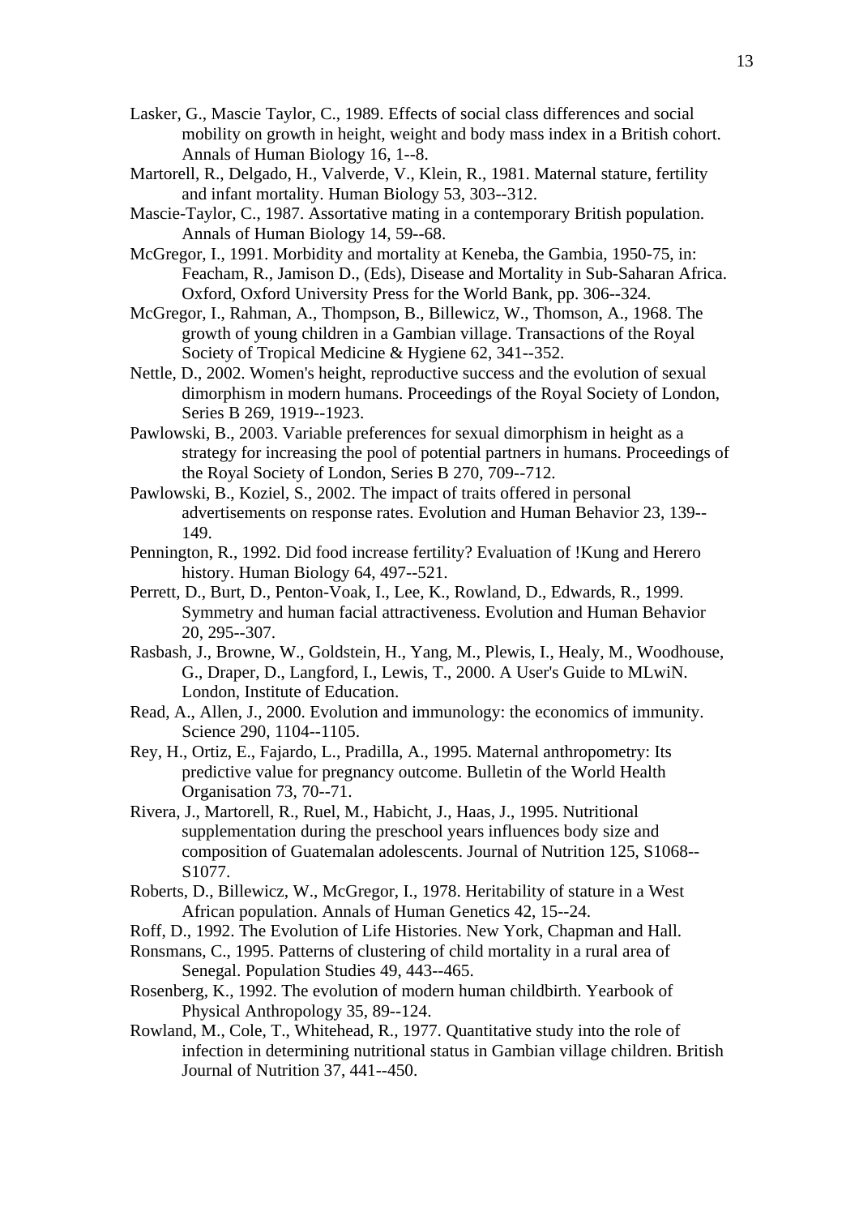Lasker, G., Mascie Taylor, C., 1989. Effects of social class differences and social mobility on growth in height, weight and body mass index in a British cohort. Annals of Human Biology 16, 1--8.

Martorell, R., Delgado, H., Valverde, V., Klein, R., 1981. Maternal stature, fertility and infant mortality. Human Biology 53, 303--312.

Mascie-Taylor, C., 1987. Assortative mating in a contemporary British population. Annals of Human Biology 14, 59--68.

McGregor, I., 1991. Morbidity and mortality at Keneba, the Gambia, 1950-75, in: Feacham, R., Jamison D., (Eds), Disease and Mortality in Sub-Saharan Africa. Oxford, Oxford University Press for the World Bank, pp. 306--324.

McGregor, I., Rahman, A., Thompson, B., Billewicz, W., Thomson, A., 1968. The growth of young children in a Gambian village. Transactions of the Royal Society of Tropical Medicine & Hygiene 62, 341--352.

Nettle, D., 2002. Women's height, reproductive success and the evolution of sexual dimorphism in modern humans. Proceedings of the Royal Society of London, Series B 269, 1919--1923.

Pawlowski, B., 2003. Variable preferences for sexual dimorphism in height as a strategy for increasing the pool of potential partners in humans. Proceedings of the Royal Society of London, Series B 270, 709--712.

Pawlowski, B., Koziel, S., 2002. The impact of traits offered in personal advertisements on response rates. Evolution and Human Behavior 23, 139--149.

Pennington, R., 1992. Did food increase fertility? Evaluation of !Kung and Herero history. Human Biology 64, 497--521.

Perrett, D., Burt, D., Penton-Voak, I., Lee, K., Rowland, D., Edwards, R., 1999. Symmetry and human facial attractiveness. Evolution and Human Behavior 20, 295--307.

Rasbash, J., Browne, W., Goldstein, H., Yang, M., Plewis, I., Healy, M., Woodhouse, G., Draper, D., Langford, I., Lewis, T., 2000. A User's Guide to MLwiN. London, Institute of Education.

Read, A., Allen, J., 2000. Evolution and immunology: the economics of immunity. Science 290, 1104--1105.

Rey, H., Ortiz, E., Fajardo, L., Pradilla, A., 1995. Maternal anthropometry: Its predictive value for pregnancy outcome. Bulletin of the World Health Organisation 73, 70--71.

Rivera, J., Martorell, R., Ruel, M., Habicht, J., Haas, J., 1995. Nutritional supplementation during the preschool years influences body size and composition of Guatemalan adolescents. Journal of Nutrition 125, S1068--S1077.

Roberts, D., Billewicz, W., McGregor, I., 1978. Heritability of stature in a West African population. Annals of Human Genetics 42, 15--24.

Roff, D., 1992. The Evolution of Life Histories. New York, Chapman and Hall.

Ronsmans, C., 1995. Patterns of clustering of child mortality in a rural area of Senegal. Population Studies 49, 443--465.

Rosenberg, K., 1992. The evolution of modern human childbirth. Yearbook of Physical Anthropology 35, 89--124.

Rowland, M., Cole, T., Whitehead, R., 1977. Quantitative study into the role of infection in determining nutritional status in Gambian village children. British Journal of Nutrition 37, 441--450.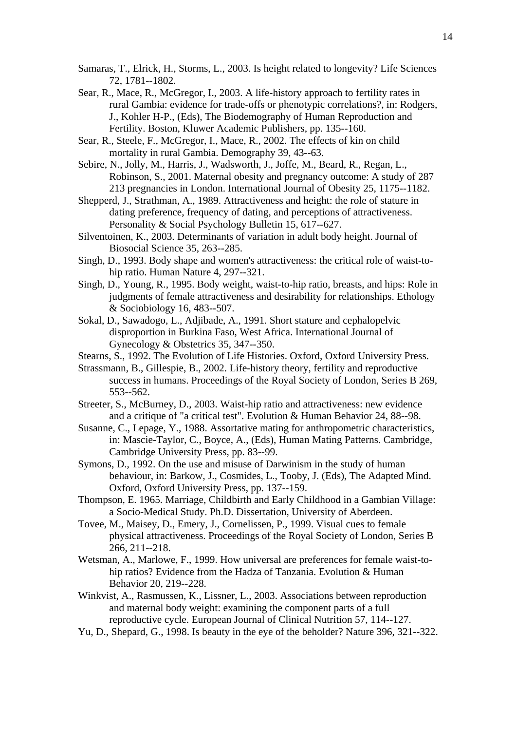Samaras, T., Elrick, H., Storms, L., 2003. Is height related to longevity? Life Sciences 72, 1781--1802.

Sear, R., Mace, R., McGregor, I., 2003. A life-history approach to fertility rates in rural Gambia: evidence for trade-offs or phenotypic correlations?, in: Rodgers, J., Kohler H-P., (Eds), The Biodemography of Human Reproduction and Fertility. Boston, Kluwer Academic Publishers, pp. 135--160.

Sear, R., Steele, F., McGregor, I., Mace, R., 2002. The effects of kin on child mortality in rural Gambia. Demography 39, 43--63.

Sebire, N., Jolly, M., Harris, J., Wadsworth, J., Joffe, M., Beard, R., Regan, L., Robinson, S., 2001. Maternal obesity and pregnancy outcome: A study of 287 213 pregnancies in London. International Journal of Obesity 25, 1175--1182.

Shepperd, J., Strathman, A., 1989. Attractiveness and height: the role of stature in dating preference, frequency of dating, and perceptions of attractiveness. Personality & Social Psychology Bulletin 15, 617--627.

Silventoinen, K., 2003. Determinants of variation in adult body height. Journal of Biosocial Science 35, 263--285.

Singh, D., 1993. Body shape and women's attractiveness: the critical role of waist-to-hip ratio. Human Nature 4, 297--321.

Singh, D., Young, R., 1995. Body weight, waist-to-hip ratio, breasts, and hips: Role in judgments of female attractiveness and desirability for relationships. Ethology & Sociobiology 16, 483--507.

Sokal, D., Sawadogo, L., Adjibade, A., 1991. Short stature and cephalopelvic disproportion in Burkina Faso, West Africa. International Journal of Gynecology & Obstetrics 35, 347--350.

Stearns, S., 1992. The Evolution of Life Histories. Oxford, Oxford University Press.

Strassmann, B., Gillespie, B., 2002. Life-history theory, fertility and reproductive success in humans. Proceedings of the Royal Society of London, Series B 269, 553--562.

Streeter, S., McBurney, D., 2003. Waist-hip ratio and attractiveness: new evidence and a critique of "a critical test". Evolution & Human Behavior 24, 88--98.

Susanne, C., Lepage, Y., 1988. Assortative mating for anthropometric characteristics, in: Mascie-Taylor, C., Boyce, A., (Eds), Human Mating Patterns. Cambridge, Cambridge University Press, pp. 83--99.

Symons, D., 1992. On the use and misuse of Darwinism in the study of human behaviour, in: Barkow, J., Cosmides, L., Tooby, J. (Eds), The Adapted Mind. Oxford, Oxford University Press, pp. 137--159.

Thompson, E. 1965. Marriage, Childbirth and Early Childhood in a Gambian Village: a Socio-Medical Study. Ph.D. Dissertation, University of Aberdeen.

Tovee, M., Maisey, D., Emery, J., Cornelissen, P., 1999. Visual cues to female physical attractiveness. Proceedings of the Royal Society of London, Series B 266, 211--218.

Wetsman, A., Marlowe, F., 1999. How universal are preferences for female waist-to-hip ratios? Evidence from the Hadza of Tanzania. Evolution & Human Behavior 20, 219--228.

Winkvist, A., Rasmussen, K., Lissner, L., 2003. Associations between reproduction and maternal body weight: examining the component parts of a full reproductive cycle. European Journal of Clinical Nutrition 57, 114--127.

Yu, D., Shepard, G., 1998. Is beauty in the eye of the beholder? Nature 396, 321--322.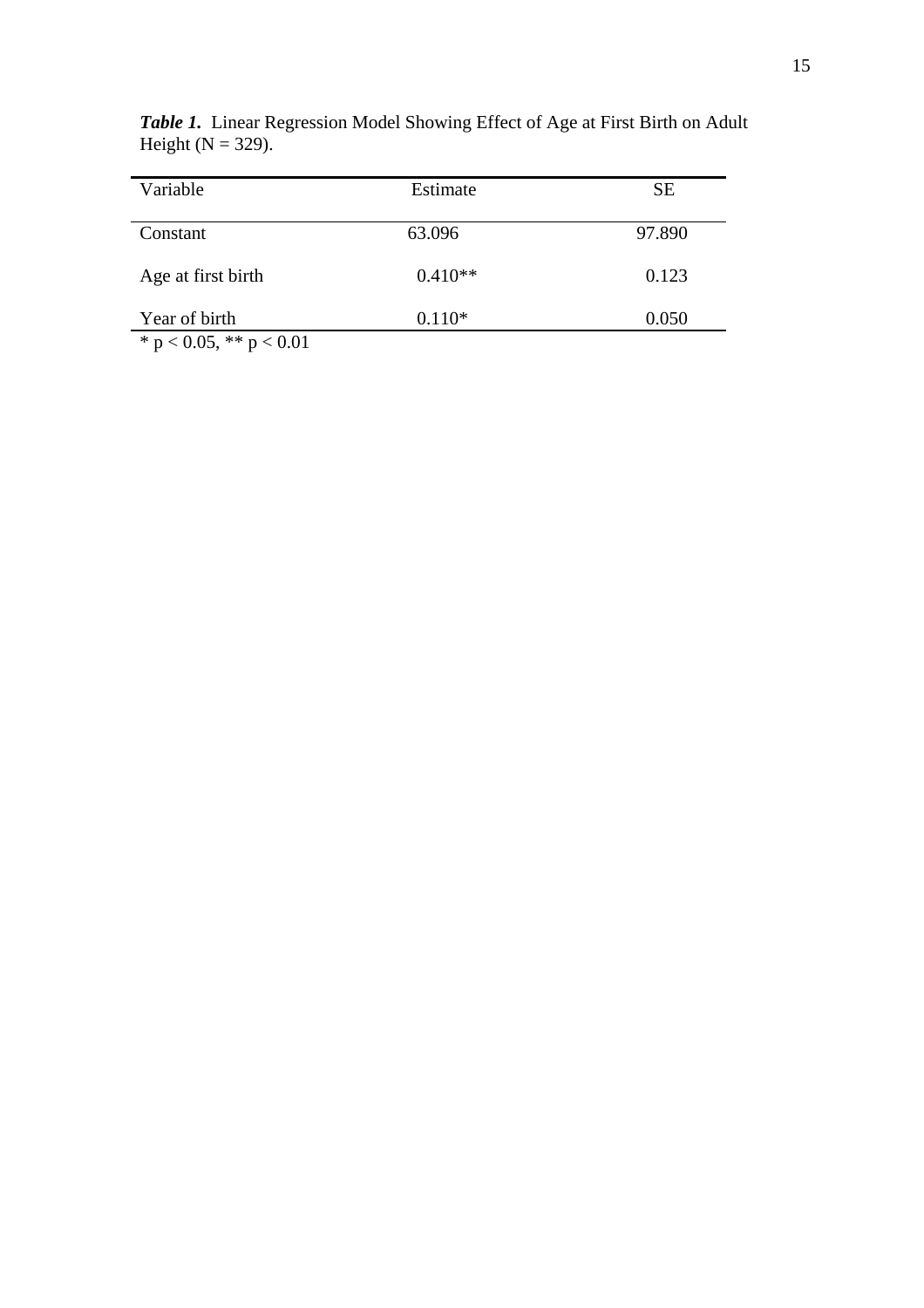***Table 1.*** Linear Regression Model Showing Effect of Age at First Birth on Adult Height (N = 329).

| Variable | Estimate | SE |
|---|---|---|
| Constant | 63.096 | 97.890 |
| Age at first birth | 0.410** | 0.123 |
| Year of birth | 0.110* | 0.050 |

* $p < 0.05$, ** $p < 0.01$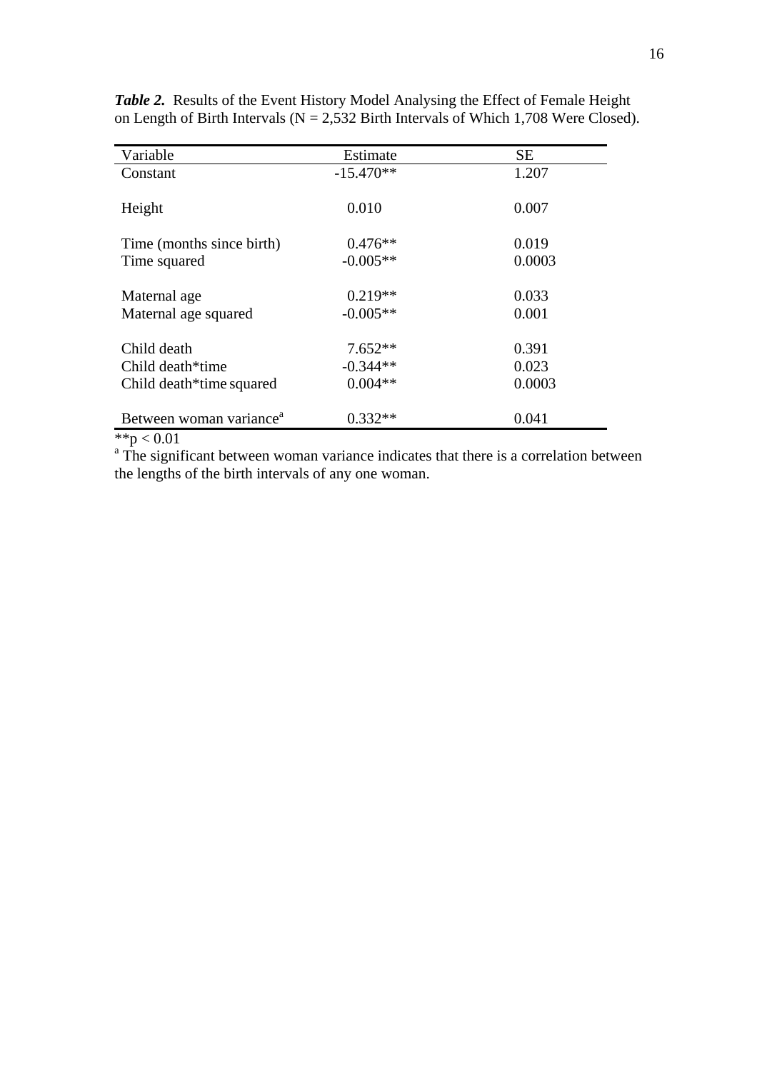***Table 2.*** Results of the Event History Model Analysing the Effect of Female Height on Length of Birth Intervals (N = 2,532 Birth Intervals of Which 1,708 Were Closed).

| Variable | Estimate | SE |
|---|---|---|
| Constant | -15.470** | 1.207 |
| Height | 0.010 | 0.007 |
| Time (months since birth) | 0.476** | 0.019 |
| Time squared | -0.005** | 0.0003 |
| Maternal age | 0.219** | 0.033 |
| Maternal age squared | -0.005** | 0.001 |
| Child death | 7.652** | 0.391 |
| Child death*time | -0.344** | 0.023 |
| Child death*time squared | 0.004** | 0.0003 |
| Between woman variance[a] | 0.332** | 0.041 |

**$p < 0.01$

[a] The significant between woman variance indicates that there is a correlation between the lengths of the birth intervals of any one woman.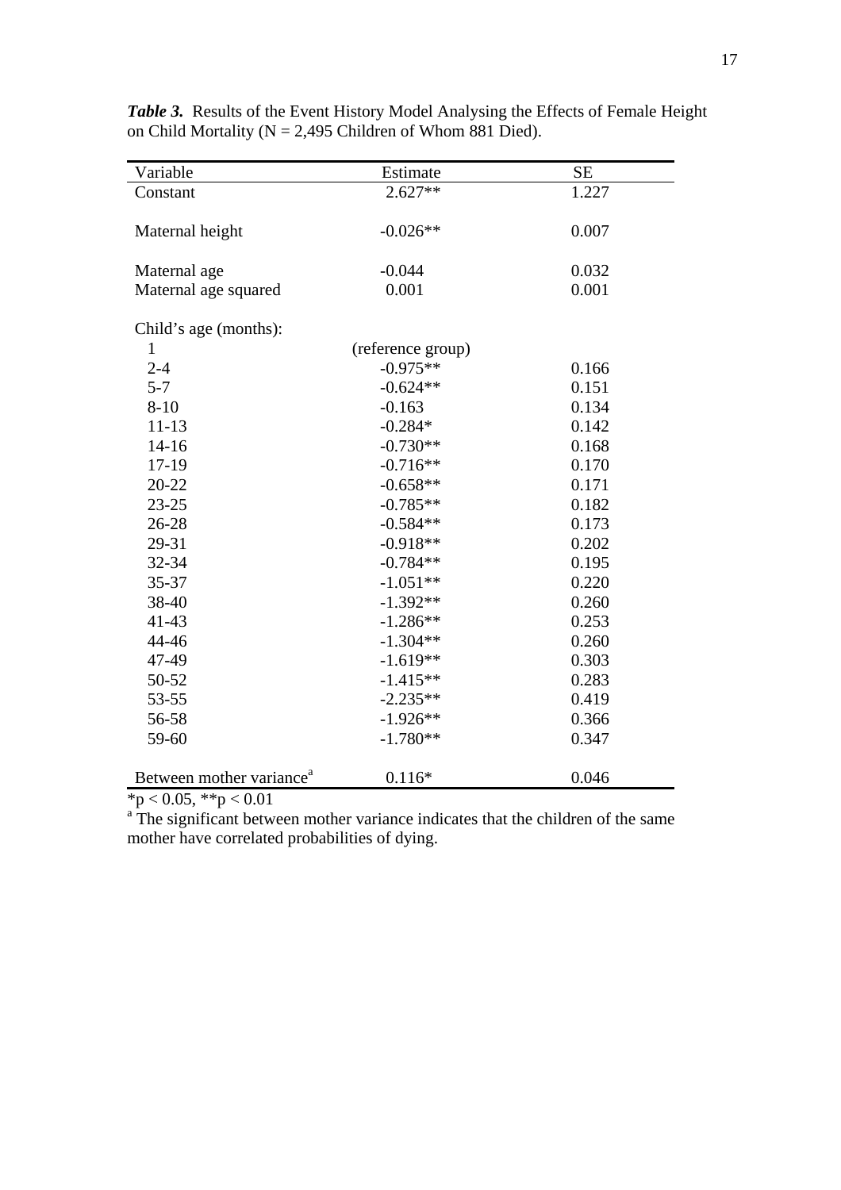***Table 3.*** Results of the Event History Model Analysing the Effects of Female Height on Child Mortality (N = 2,495 Children of Whom 881 Died).

| Variable | Estimate | SE |
|---|---|---|
| Constant | 2.627** | 1.227 |
| | | |
| Maternal height | -0.026** | 0.007 |
| | | |
| Maternal age | -0.044 | 0.032 |
| Maternal age squared | 0.001 | 0.001 |
| | | |
| Child's age (months): | | |
| 1 | (reference group) | |
| 2-4 | -0.975** | 0.166 |
| 5-7 | -0.624** | 0.151 |
| 8-10 | -0.163 | 0.134 |
| 11-13 | -0.284* | 0.142 |
| 14-16 | -0.730** | 0.168 |
| 17-19 | -0.716** | 0.170 |
| 20-22 | -0.658** | 0.171 |
| 23-25 | -0.785** | 0.182 |
| 26-28 | -0.584** | 0.173 |
| 29-31 | -0.918** | 0.202 |
| 32-34 | -0.784** | 0.195 |
| 35-37 | -1.051** | 0.220 |
| 38-40 | -1.392** | 0.260 |
| 41-43 | -1.286** | 0.253 |
| 44-46 | -1.304** | 0.260 |
| 47-49 | -1.619** | 0.303 |
| 50-52 | -1.415** | 0.283 |
| 53-55 | -2.235** | 0.419 |
| 56-58 | -1.926** | 0.366 |
| 59-60 | -1.780** | 0.347 |
| | | |
| Between mother variance[a] | 0.116* | 0.046 |

*$p < 0.05$, **$p < 0.01$

[a] The significant between mother variance indicates that the children of the same mother have correlated probabilities of dying.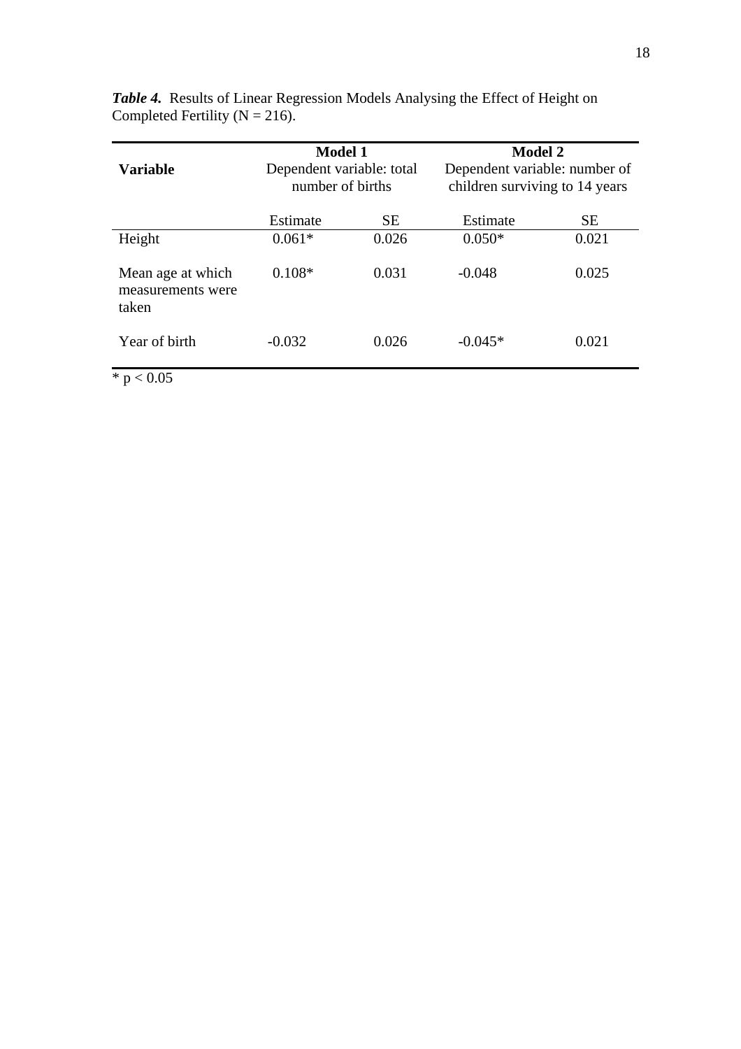***Table 4.*** Results of Linear Regression Models Analysing the Effect of Height on Completed Fertility (N = 216).

| **Variable** | **Model 1** Dependent variable: total number of births | | **Model 2** Dependent variable: number of children surviving to 14 years | |
|---|---|---|---|---|
| | Estimate | SE | Estimate | SE |
| Height | 0.061* | 0.026 | 0.050* | 0.021 |
| Mean age at which measurements were taken | 0.108* | 0.031 | -0.048 | 0.025 |
| Year of birth | -0.032 | 0.026 | -0.045* | 0.021 |

* $p < 0.05$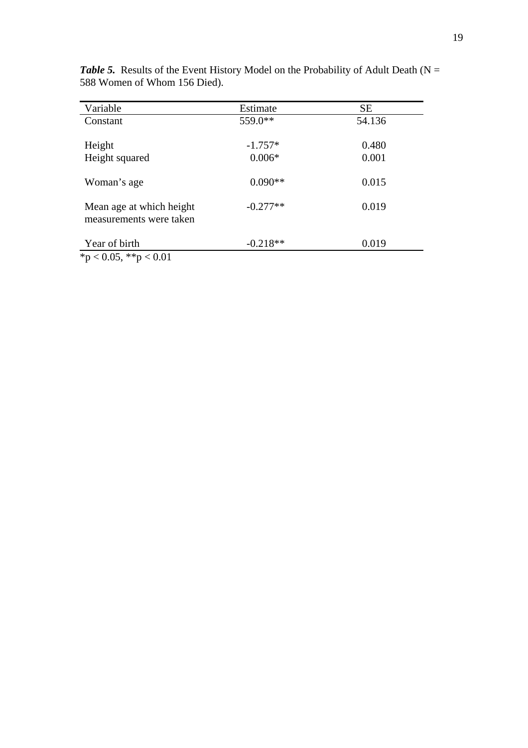***Table 5.*** Results of the Event History Model on the Probability of Adult Death (N = 588 Women of Whom 156 Died).

| Variable | Estimate | SE |
|---|---|---|
| Constant | 559.0** | 54.136 |
| Height | -1.757* | 0.480 |
| Height squared | 0.006* | 0.001 |
| Woman's age | 0.090** | 0.015 |
| Mean age at which height measurements were taken | -0.277** | 0.019 |
| Year of birth | -0.218** | 0.019 |

*$p < 0.05$, **$p < 0.01$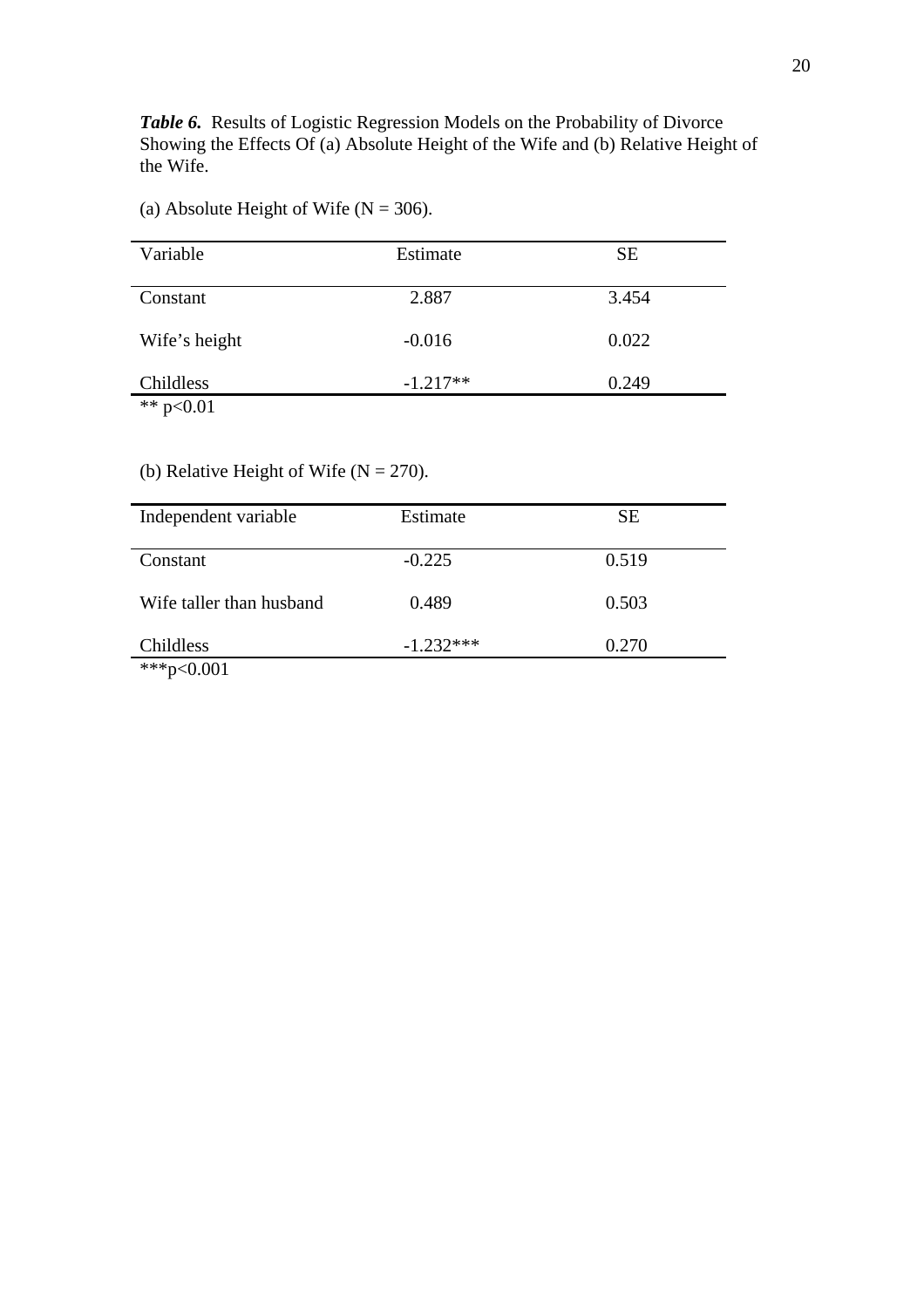***Table 6.*** Results of Logistic Regression Models on the Probability of Divorce Showing the Effects Of (a) Absolute Height of the Wife and (b) Relative Height of the Wife.

(a) Absolute Height of Wife (N = 306).

| Variable | Estimate | SE |
|---|---|---|
| Constant | 2.887 | 3.454 |
| Wife's height | -0.016 | 0.022 |
| Childless | -1.217** | 0.249 |

** $p<0.01$

(b) Relative Height of Wife (N = 270).

| Independent variable | Estimate | SE |
|---|---|---|
| Constant | -0.225 | 0.519 |
| Wife taller than husband | 0.489 | 0.503 |
| Childless | -1.232*** | 0.270 |

***$p<0.001$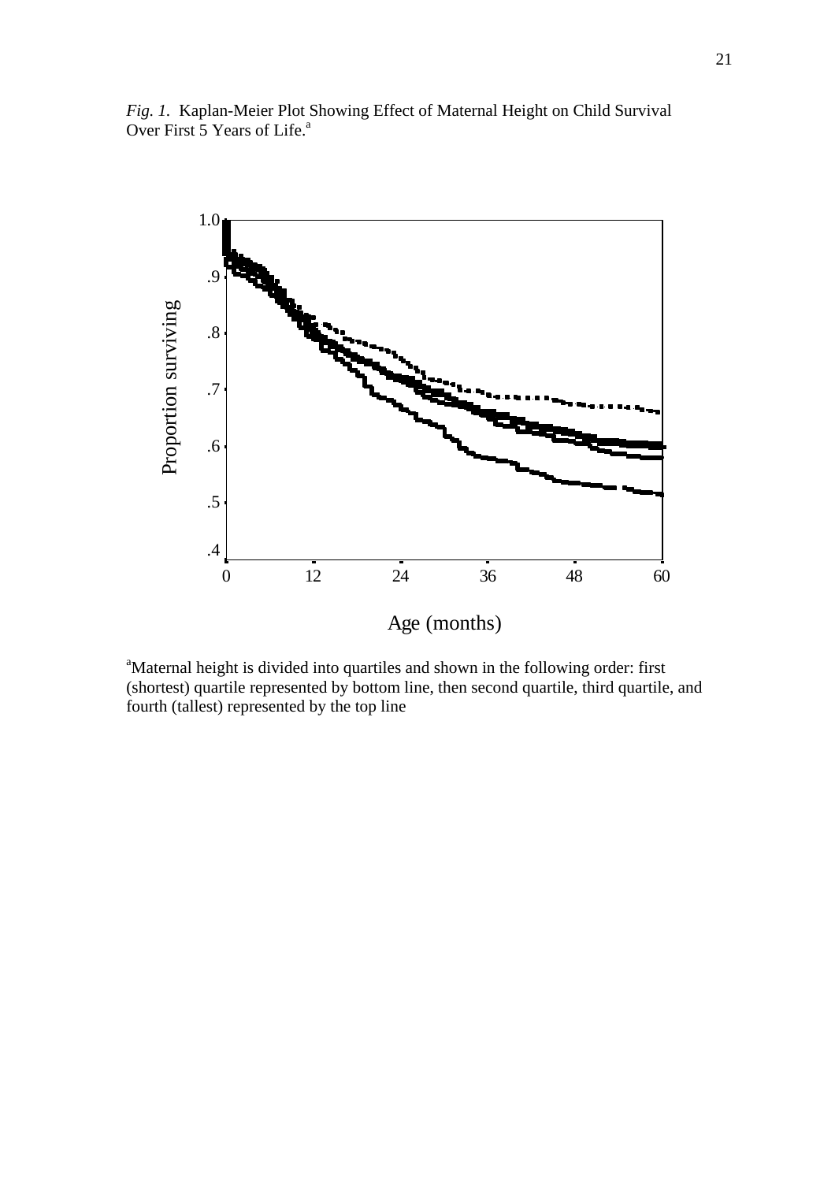*Fig. 1*. Kaplan-Meier Plot Showing Effect of Maternal Height on Child Survival Over First 5 Years of Life.[a]

[a]Maternal height is divided into quartiles and shown in the following order: first (shortest) quartile represented by bottom line, then second quartile, third quartile, and fourth (tallest) represented by the top line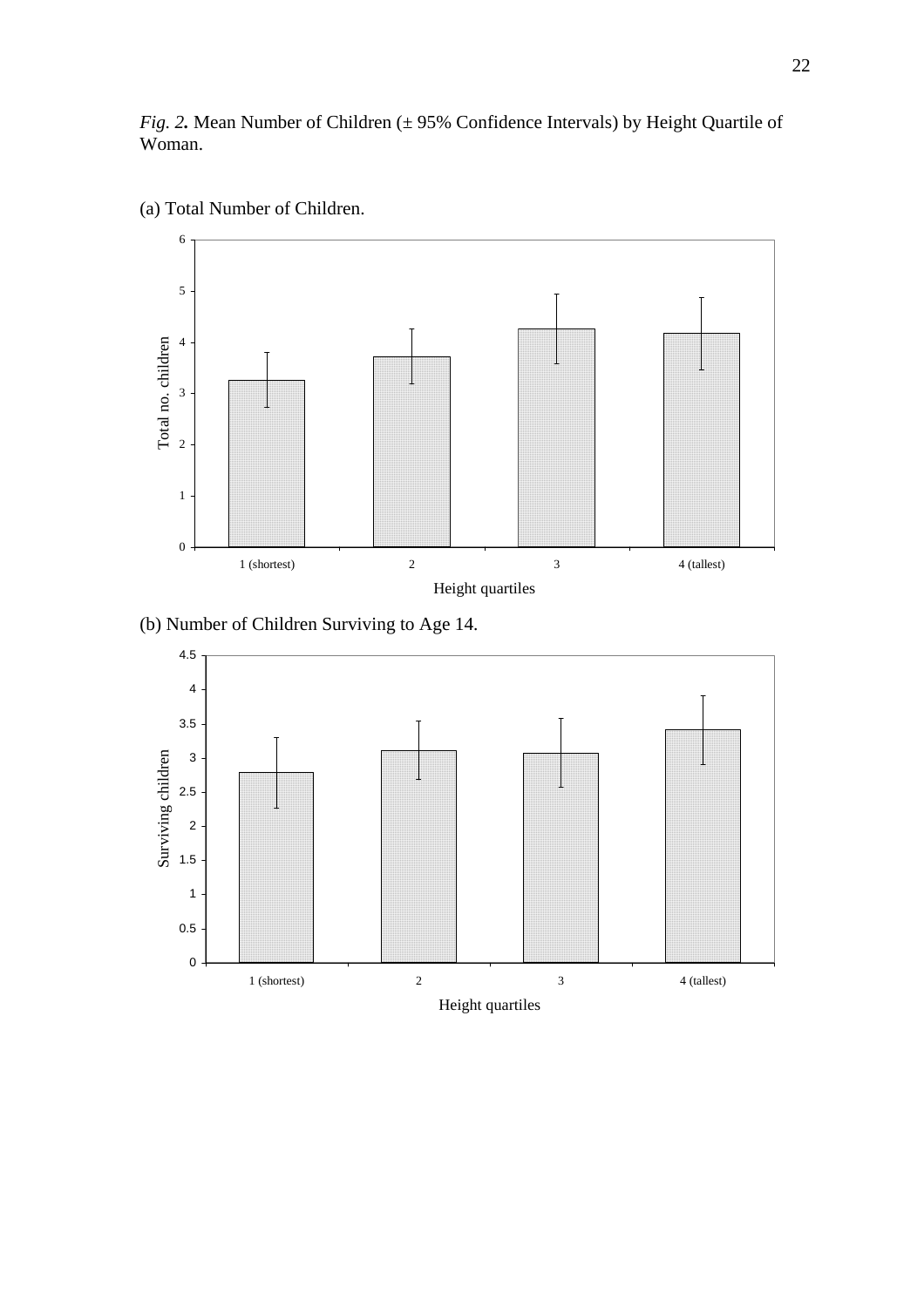*Fig. 2.* Mean Number of Children (± 95% Confidence Intervals) by Height Quartile of Woman.

(a) Total Number of Children.

(b) Number of Children Surviving to Age 14.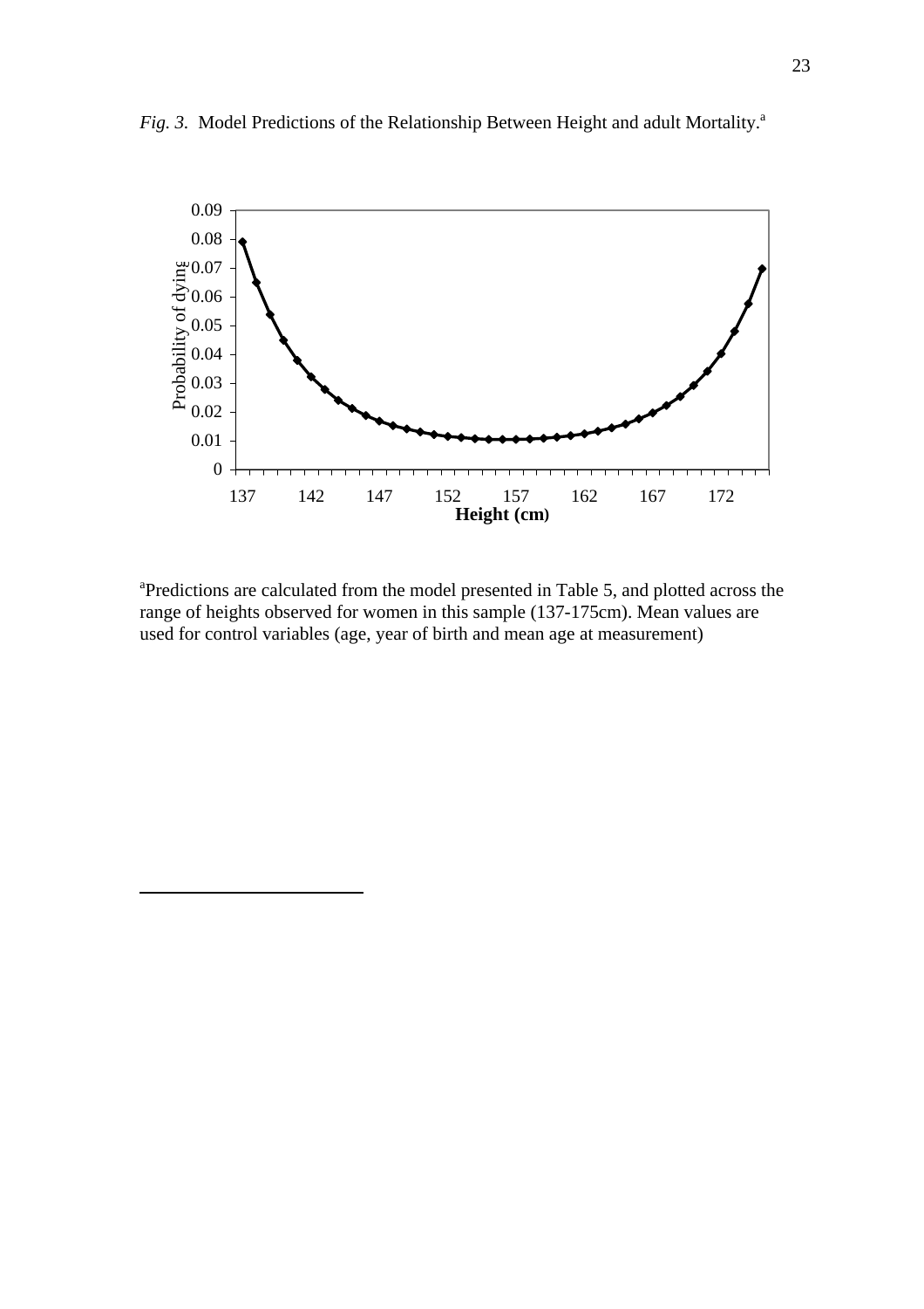*Fig. 3.* Model Predictions of the Relationship Between Height and adult Mortality.[a]

0.09
0.08
0.07
0.06
0.05
0.04
0.03
0.02
0.01
0

Probability of dying

137 142 147 152 157 162 167 172

**Height (cm)**

[a]Predictions are calculated from the model presented in Table 5, and plotted across the range of heights observed for women in this sample (137-175cm). Mean values are used for control variables (age, year of birth and mean age at measurement)